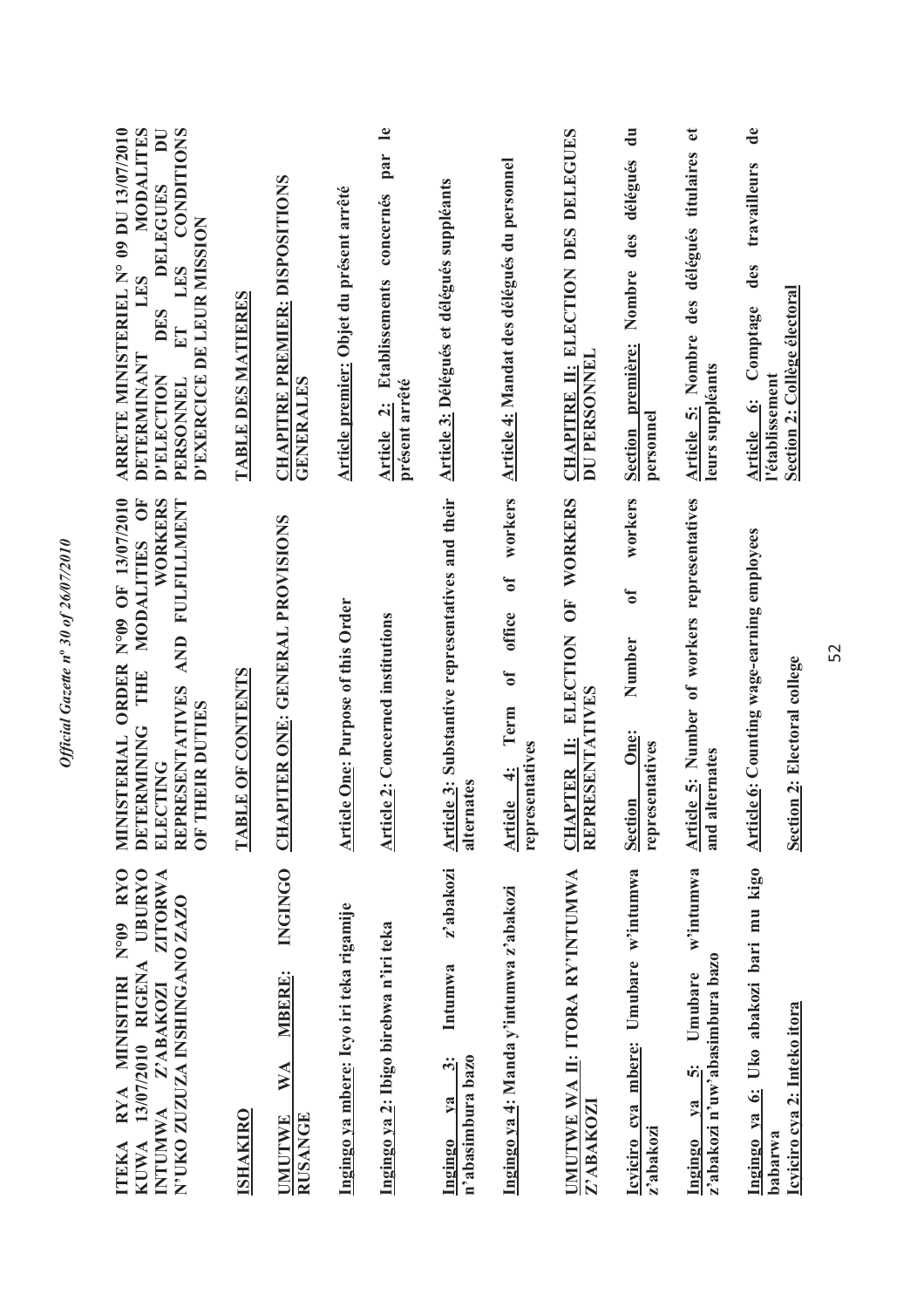**ITEKA RYA MINISITIRI N°09 RYO KUWA 13/07/2010 RIGENA UBURYO INTUMWA Z'ABAKOZI ZITORWA N'UKO ZUZUZA INSHINGANO ZAZO**

**ISHAKIRO**

**UMUTWE WA MBERE: INGINGO RUSANGE**

**Ingingo ya mbere: Icyo iri teka rigamije**

**Ingingo ya 2: Ibigo birebwa n'iri teka**

**Ingingo ya 3: Intumwa z'abakozi n'abasimbura bazo**

**Ingingo ya 4: Manda y'intumwa z'abakozi**

**UMUTWE WA II: ITORA RY'INTUMWA Z'ABAKOZI**

**Icyiciro cya mbere: Umubare w'intumwa z'abakozi**

**Ingingo ya 5: Umubare w'intumwa z'abakozi n'uw'abasimbura bazo**

**Ingingo ya 6: Uko abakozi bari mu kigo babarwa**

**Icyiciro cya 2: Inteko itora**

**MINISTERIAL ORDER N°09 OF 13/07/2010 DETERMINING THE MODALITIES OF ELECTING WORKERS REPRESENTATIVES AND FULFILLMENT OF THEIR DUTIES**

**TABLE OF CONTENTS**

**CHAPITER ONE: GENERAL PROVISIONS**

**Article One: Purpose of this Order**

**Article 2: Concerned institutions**

**Article 3: Substantive representatives and their alternates**

**Article 4: Term of office of workers representatives**

**CHAPTER II: ELECTION OF WORKERS REPRESENTATIVES**

**Section One: Number of workers representatives**

**Article 5: Number of workers representatives and alternates**

**Article 6: Counting wage-earning employees**

**Section 2: Electoral college**

**ARRETE MINISTERIEL N° 09 DU 13/07/2010 DETERMINANT LES MODALITES D'ELECTION DES DELEGUES DU PERSONNEL ET LES CONDITIONS D'EXERCICE DE LEUR MISSION**

**TABLE DES MATIERES**

**CHAPITRE PREMIER: DISPOSITIONS GENERALES**

**Article premier: Objet du présent arrêté**

**Article 2: Etablissements concernés par le présent arrêté**

**Article 3: Délégués et délégués suppléants**

**Article 4: Mandat des délégués du personnel**

**CHAPITRE II: ELECTION DES DELEGUES DU PERSONNEL**

**Section première: Nombre des délégués du personnel**

**Article 5: Nombre des délégués titulaires et leurs suppléants**

**Article 6: Comptage des travailleurs de l'établissement**

**Section 2: Collège électoral**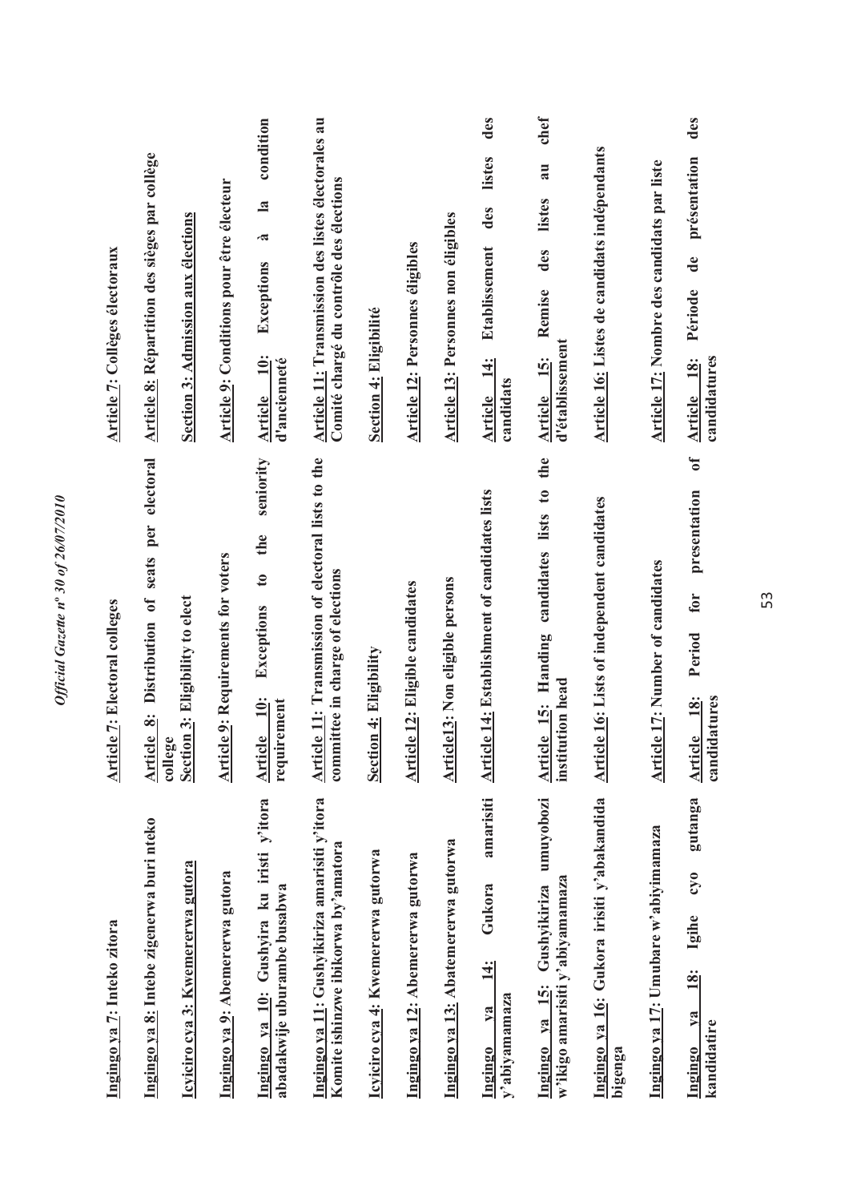| Kinyarwanda | English | Français |
|---|---|---|
| **Ingingo ya 7: Inteko zitora** | **Article 7: Electoral colleges** | **Article 7: Collèges électoraux** |
| **Ingingo ya 8: Intebe zigenerwa buri nteko** | **Article 8: Distribution of seats per electoral college** | **Article 8: Répartition des sièges par collège** |
| **Icyiciro cya 3: Kwemererwa gutora** | **Section 3: Eligibility to elect** | **Section 3: Admission aux élections** |
| **Ingingo ya 9: Abemererwa gutora** | **Article 9: Requirements for voters** | **Article 9: Conditions pour être électeur** |
| **Ingingo ya 10: Gushyira ku iristi y'itora abadakwije uburambe busabwa** | **Article 10: Exceptions to the seniority requirement** | **Article 10: Exceptions à la condition d'ancienneté** |
| **Ingingo ya 11: Gushyikiriza amarisiti y'itora Komite ishinzwe ibikorwa by'amatora** | **Article 11: Transmission of electoral lists to the committee in charge of elections** | **Article 11: Transmission des listes électorales au Comité chargé du contrôle des élections** |
| **Icyiciro cya 4: Kwemererwa gutorwa** | **Section 4: Eligibility** | **Section 4: Eligibilité** |
| **Ingingo ya 12: Abemererwa gutorwa** | **Article 12: Eligible candidates** | **Article 12: Personnes éligibles** |
| **Ingingo ya 13: Abatemererwa gutorwa** | **Article13: Non eligible persons** | **Article 13: Personnes non éligibles** |
| **Ingingo ya 14: Gukora amarisiti y'abiyamamaza** | **Article 14: Establishment of candidates lists** | **Article 14: Etablissement des listes des candidats** |
| **Ingingo ya 15: Gushyikiriza umuyobozi w'ikigo amarisiti y'abiyamamaza** | **Article 15: Handing candidates lists to the institution head** | **Article 15: Remise des listes au chef d'établissement** |
| **Ingingo ya 16: Gukora irisiti y'abakandida bigenga** | **Article 16: Lists of independent candidates** | **Article 16: Listes de candidats indépendants** |
| **Ingingo ya 17: Umubare w'abiyamamaza** | **Article 17: Number of candidates** | **Article 17: Nombre des candidats par liste** |
| **Ingingo ya 18: Igihe cyo gutanga kandidatire** | **Article 18: Period for presentation of candidatures** | **Article 18: Période de présentation des candidatures** |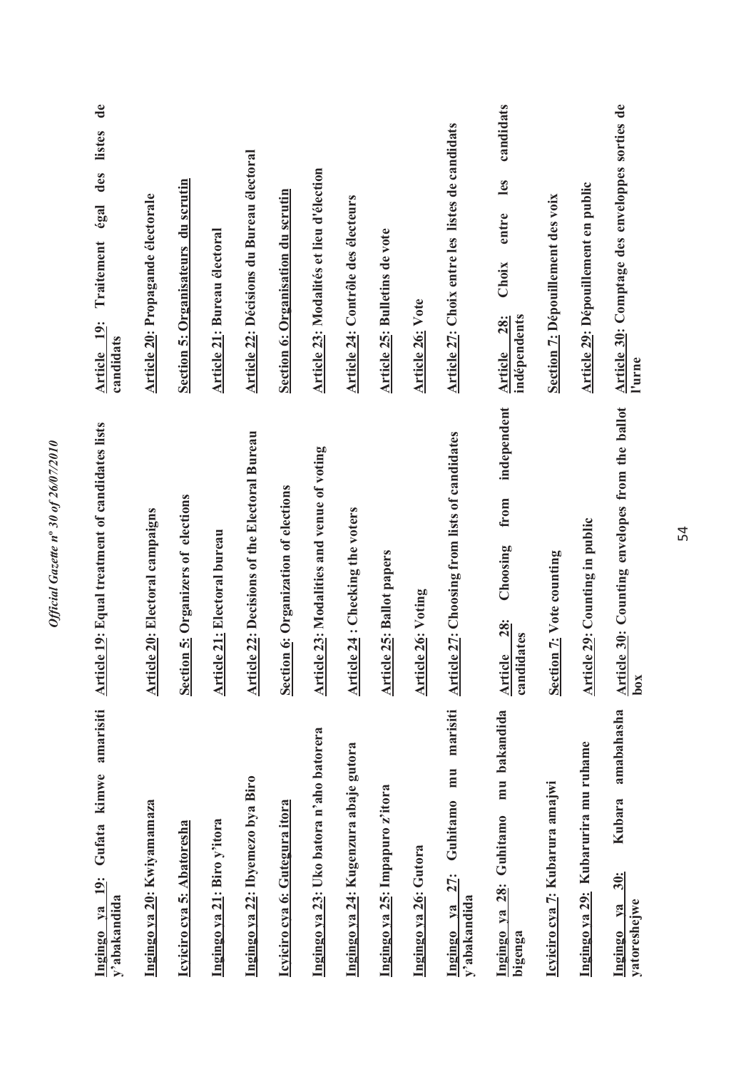**Ingingo ya 19: Gufata kimwe amarisiti y'abakandida**

**Ingingo ya 20: Kwiyamamaza**

**Icyiciro cya 5: Abatoresha**

**Ingingo ya 21: Biro y'itora**

**Ingingo ya 22: Ibyemezo bya Biro**

**Icyiciro cya 6: Gutegura itora**

**Ingingo ya 23: Uko batora n'aho batorera**

**Ingingo ya 24: Kugenzura abaje gutora**

**Ingingo ya 25: Impapuro z'itora**

**Ingingo ya 26: Gutora**

**Ingingo ya 27: Guhitamo mu marisiti y'abakandida**

**Ingingo ya 28: Guhitamo mu bakandida bigenga**

**Icyiciro cya 7: Kubarura amajwi**

**Ingingo ya 29: Kubarurira mu ruhame**

**Ingingo ya 30: Kubara amabahasha yatoreshejwe**

**Article 19: Equal treatment of candidates lists**

**Article 20: Electoral campaigns**

**Section 5: Organizers of elections**

**Article 21: Electoral bureau**

**Article 22: Decisions of the Electoral Bureau**

**Section 6: Organization of elections**

**Article 23: Modalities and venue of voting**

**Article 24 : Checking the voters**

**Article 25: Ballot papers**

**Article 26: Voting**

**Article 27: Choosing from lists of candidates**

**Article 28: Choosing from independent candidates**

**Section 7: Vote counting**

**Article 29: Counting in public**

**Article 30: Counting envelopes from the ballot box**

**Article 19: Traitement égal des listes de candidats**

**Article 20: Propagande électorale**

**Section 5: Organisateurs du scrutin**

**Article 21: Bureau électoral**

**Article 22: Décisions du Bureau électoral**

**Section 6: Organisation du scrutin**

**Article 23: Modalités et lieu d'élection**

**Article 24: Contrôle des électeurs**

**Article 25: Bulletins de vote**

**Article 26: Vote**

**Article 27: Choix entre les listes de candidats**

**Article 28: Choix entre les candidats indépendents**

**Section 7: Dépouillement des voix**

**Article 29: Dépouillement en public**

**Article 30: Comptage des enveloppes sorties de l'urne**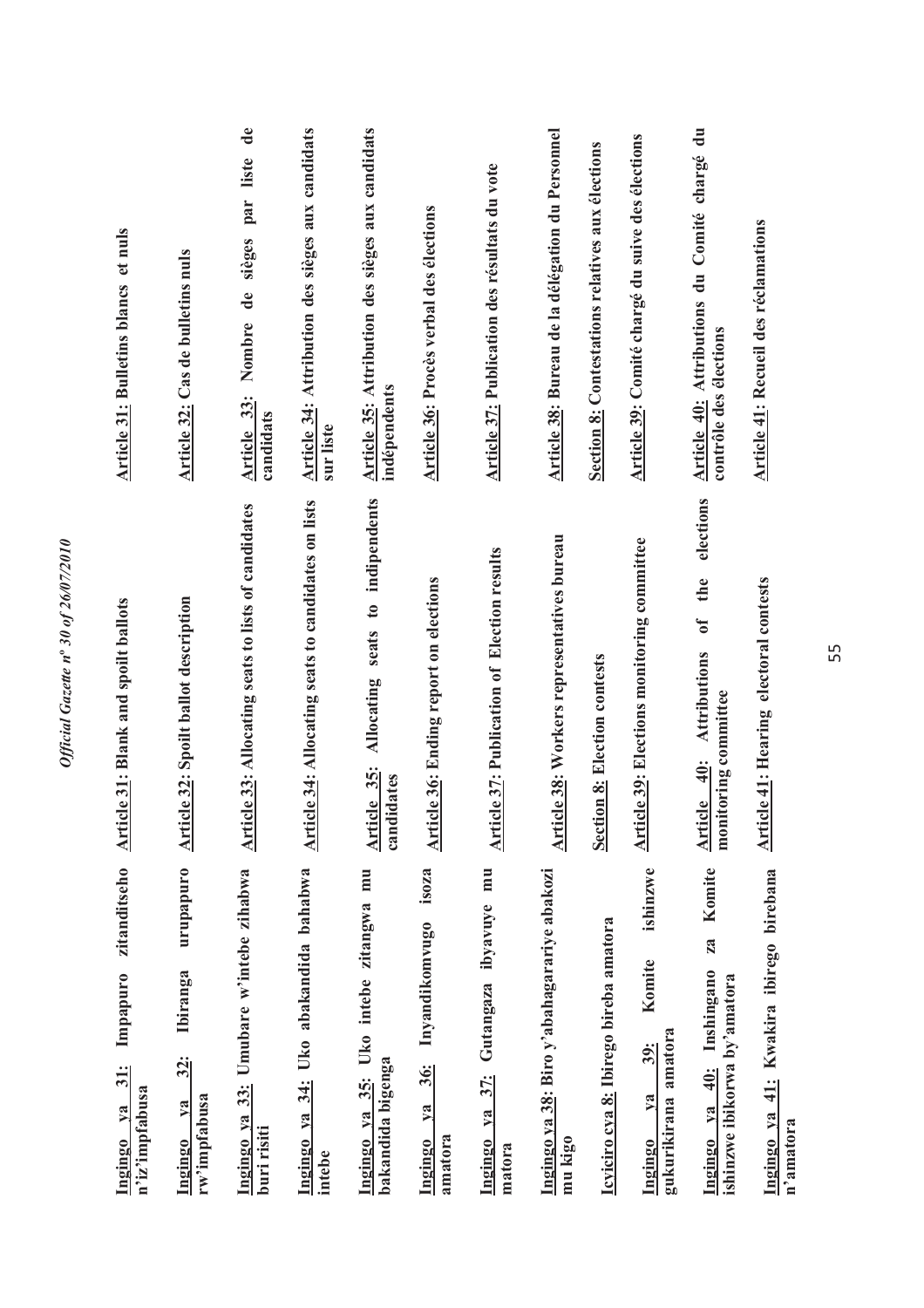**Ingingo ya 31: Impapuro zitanditseho n'iz'impfabusa**

**Article 31: Blank and spoilt ballots**

**Article 31: Bulletins blancs et nuls**

**Ingingo ya 32: Ibiranga urupapuro rw'impfabusa**

**Article 32: Spoilt ballot description**

**Article 32: Cas de bulletins nuls**

**Ingingo ya 33: Umubare w'intebe zihabwa buri risiti**

**Article 33: Allocating seats to lists of candidates**

**Article 33: Nombre de sièges par liste de candidats**

**Ingingo ya 34: Uko abakandida bahabwa intebe**

**Article 34: Allocating seats to candidates on lists**

**Article 34: Attribution des sièges aux candidats sur liste**

**Ingingo ya 35: Uko intebe zitangwa mu bakandida bigenga**

**Article 35: Allocating seats to indipendents candidates**

**Article 35: Attribution des sièges aux candidats indépendents**

**Ingingo ya 36: Inyandikomvugo isoza amatora**

**Article 36: Ending report on elections**

**Article 36: Procès verbal des élections**

**Ingingo ya 37: Gutangaza ibyavuye mu matora**

**Article 37: Publication of Election results**

**Article 37: Publication des résultats du vote**

**Ingingo ya 38: Biro y'abahagarariye abakozi mu kigo**

**Article 38: Workers representatives bureau**

**Article 38: Bureau de la délégation du Personnel**

**Icyiciro cya 8: Ibirego bireba amatora**

**Section 8: Election contests**

**Section 8: Contestations relatives aux élections**

**Ingingo ya 39: Komite ishinzwe gukurikirana amatora**

**Article 39: Elections monitoring committee**

**Article 39: Comité chargé du suive des élections**

**Ingingo ya 40: Inshingano za Komite ishinzwe ibikorwa by'amatora**

**Article 40: Attributions of the elections monitoring committee**

**Article 40: Attributions du Comité chargé du contrôle des élections**

**Ingingo ya 41: Kwakira ibirego birebana n'amatora**

**Article 41: Hearing electoral contests**

**Article 41: Recueil des réclamations**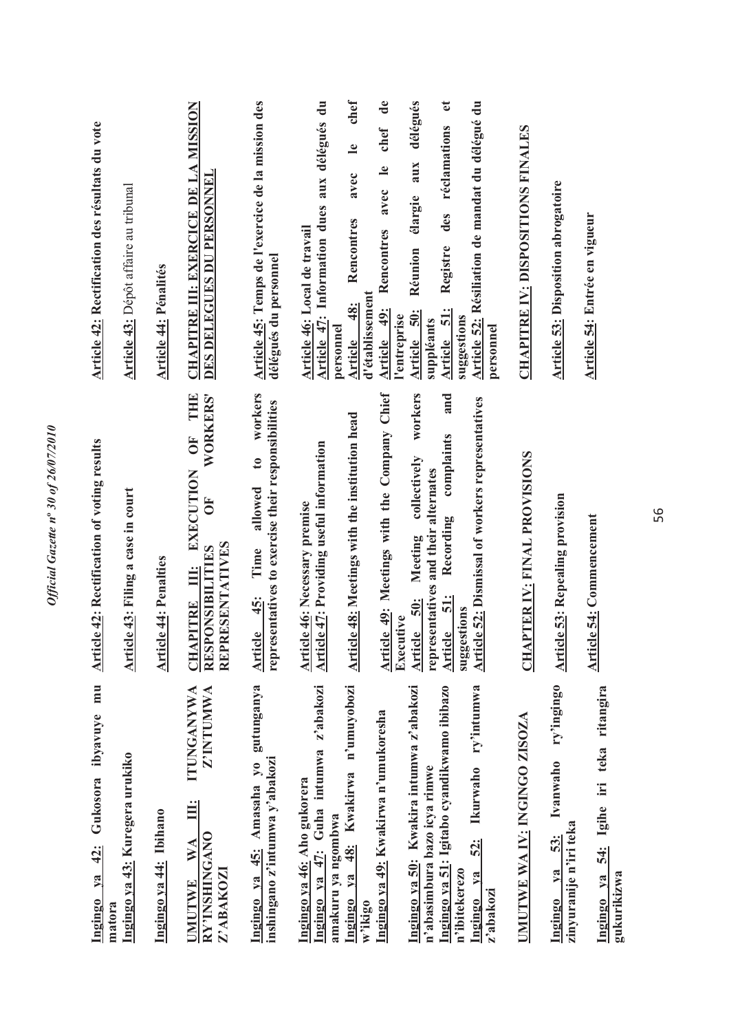| Kinyarwanda | English | Français |
|---|---|---|
| **Ingingo ya 42: Gukosora ibyavuye mu matora** | **Article 42: Rectification of voting results** | **Article 42: Rectification des résultats du vote** |
| **Ingingo ya 43: Kuregera urukiko** | **Article 43: Filing a case in court** | **Article 43:** Dépôt affaire au tribunal |
| **Ingingo ya 44: Ibihano** | **Article 44: Penalties** | **Article 44: Pénalités** |
| **UMUTWE WA III: ITUNGANYWA RY'INSHINGANO Z'INTUMWA Z'ABAKOZI** | **CHAPITRE III: EXECUTION OF THE RESPONSIBILITIES OF WORKERS' REPRESENTATIVES** | **CHAPITRE III: EXERCICE DE LA MISSION DES DELEGUES DU PERSONNEL** |
| **Ingingo ya 45: Amasaha yo gutunganya inshingano z'intumwa y'abakozi** | **Article 45: Time allowed to workers representatives to exercise their responsibilities** | **Article 45: Temps de l'exercice de la mission des délégués du personnel** |
| **Ingingo ya 46: Aho gukorera** | **Article 46: Necessary premise** | **Article 46: Local de travail** |
| **Ingingo ya 47: Guha intumwa z'abakozi amakuru ya ngombwa** | **Article 47: Providing useful information** | **Article 47: Information dues aux délégués du personnel** |
| **Ingingo ya 48: Kwakirwa n'umuyobozi w'ikigo** | **Article 48: Meetings with the institution head** | **Article 48: Rencontres avec le chef d'établissement** |
| **Ingingo ya 49: Kwakirwa n'umukoresha** | **Article 49: Meetings with the Company Chief Executive** | **Article 49: Rencontres avec le chef de l'entreprise** |
| **Ingingo ya 50: Kwakira intumwa z'abakozi n'abasimbura bazo icya rimwe** | **Article 50: Meeting collectively workers representatives and their alternates** | **Article 50: Réunion élargie aux délégués suppléants** |
| **Ingingo ya 51: Igitabo cyandikwamo ibibazo n'ibitekerezo** | **Article 51: Recording complaints and suggestions** | **Article 51: Registre des réclamations et suggestions** |
| **Ingingo ya 52: Ikurwaho ry'intumwa z'abakozi** | **Article 52: Dismissal of workers representatives** | **Article 52: Résiliation de mandat du délégué du personnel** |
| **UMUTWE WA IV: INGINGO ZISOZA** | **CHAPTER IV: FINAL PROVISIONS** | **CHAPITRE IV: DISPOSITIONS FINALES** |
| **Ingingo ya 53: Ivanwaho ry'ingingo zinyuranije n'iri teka** | **Article 53: Repealing provision** | **Article 53: Disposition abrogatoire** |
| **Ingingo ya 54: Igihe iri teka ritangira gukurikizwa** | **Article 54: Commencement** | **Article 54: Entrée en vigueur** |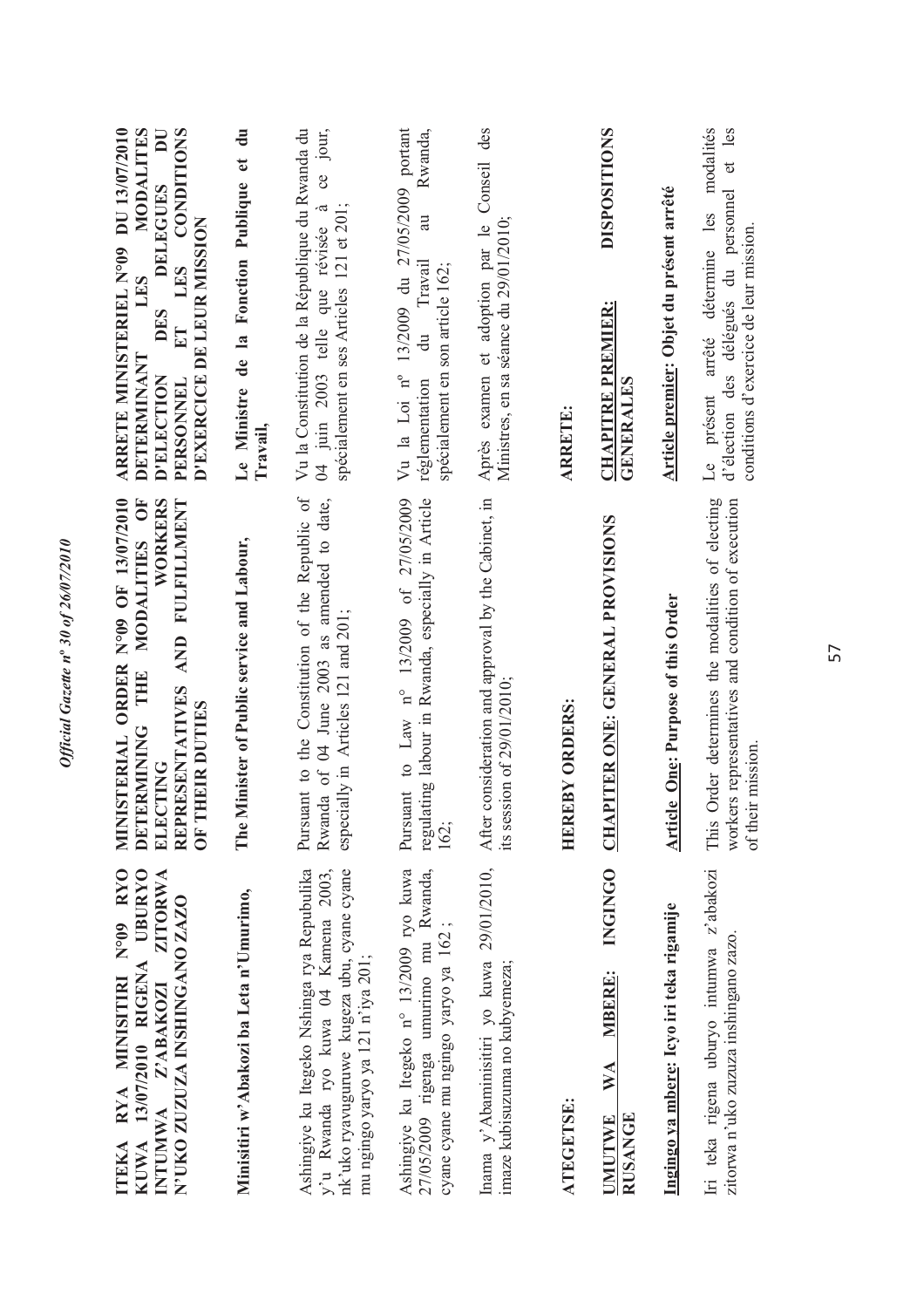**ITEKA RYA MINISITIRI N°09 RYO KUWA 13/07/2010 RIGENA UBURYO INTUMWA Z'ABAKOZI ZITORWA N'UKO ZUZUZA INSHINGANO ZAZO**

**Minisitiri w'Abakozi ba Leta n'Umurimo,**

Ashingiye ku Itegeko Nshinga rya Repubulika y'u Rwanda ryo kuwa 04 Kamena 2003, nk'uko ryavuguruwe kugeza ubu, cyane cyane mu ngingo yaryo ya 121 n'iya 201;

Ashingiye ku Itegeko n° 13/2009 ryo kuwa 27/05/2009 rigenga umurimo mu Rwanda, cyane cyane mu ngingo yaryo ya 162 ;

Inama y'Abaminisitiri yo kuwa 29/01/2010, imaze kubisuzuma no kubyemeza;

**ATEGETSE:**

**UMUTWE WA MBERE: INGINGO RUSANGE**

**Ingingo ya mbere: Icyo iri teka rigamije**

Iri teka rigena uburyo intumwa z'abakozi zitorwa n'uko zuzuza inshingano zazo.

**MINISTERIAL ORDER N°09 OF 13/07/2010 DETERMINING THE MODALITIES OF ELECTING WORKERS REPRESENTATIVES AND FULFILLMENT OF THEIR DUTIES**

**The Minister of Public service and Labour,**

Pursuant to the Constitution of the Republic of Rwanda of 04 June 2003 as amended to date, especially in Articles 121 and 201;

Pursuant to Law n° 13/2009 of 27/05/2009 regulating labour in Rwanda, especially in Article 162;

After consideration and approval by the Cabinet, in its session of 29/01/2010;

**HEREBY ORDERS:**

**CHAPTER ONE: GENERAL PROVISIONS**

**Article One: Purpose of this Order**

This Order determines the modalities of electing workers representatives and condition of execution of their mission.

**ARRETE MINISTERIEL N°09 DU 13/07/2010 DETERMINANT LES MODALITES D'ELECTION DES DELEGUES DU PERSONNEL ET LES CONDITIONS D'EXERCICE DE LEUR MISSION**

**Le Ministre de la Fonction Publique et du Travail,**

Vu la Constitution de la République du Rwanda du 04 juin 2003 telle que révisée à ce jour, spécialement en ses Articles 121 et 201;

Vu la Loi n° 13/2009 du 27/05/2009 portant réglementation du Travail au Rwanda, spécialement en son article 162;

Après examen et adoption par le Conseil des Ministres, en sa séance du 29/01/2010;

**ARRETE:**

**CHAPITRE PREMIER: DISPOSITIONS GENERALES**

**Article premier: Objet du présent arrêté**

Le présent arrêté détermine les modalités d'élection des délégués du personnel et les conditions d'exercice de leur mission.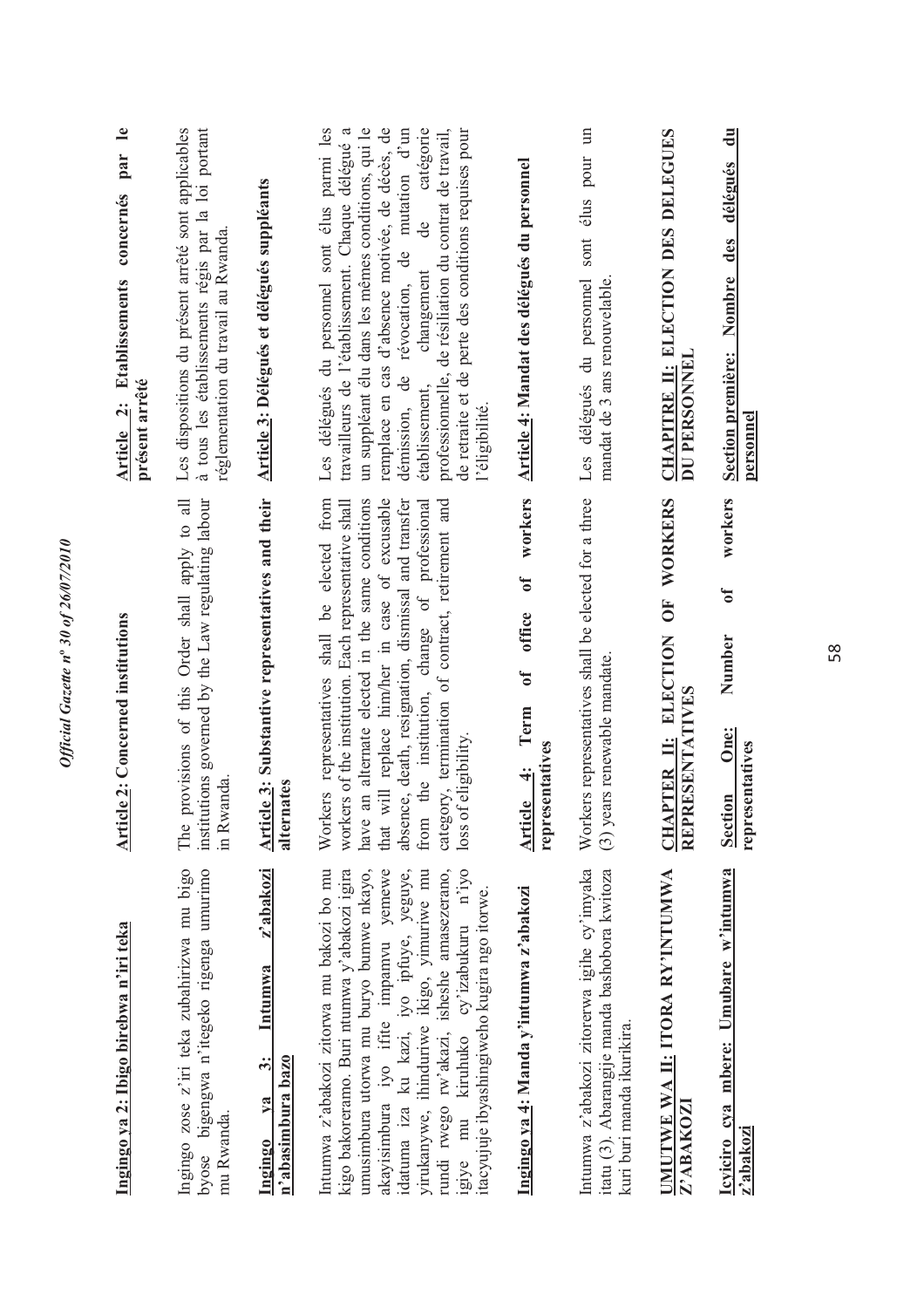**Ingingo ya 2: Ibigo birebwa n'iri teka**

Ingingo zose z'iri teka zubahirizwa mu bigo byose bigengwa n'itegeko rigenga umurimo mu Rwanda.

**Ingingo ya 3: Intumwa z'abakozi n'abasimbura bazo**

Intumwa z'abakozi zitorwa mu bakozi bo mu kigo bakoreramo. Buri ntumwa y'abakozi igira umusimbura utorwa mu buryo bumwe nkayo, akayisimbura iyo ifite impamvu yemewe idatuma iza ku kazi, iyo ipfuye, yeguye, yirukanywe, ihinduriwe ikigo, yimuriwe mu rundi rwego rw'akazi, isheshe amasezerano, igiye mu kiruhuko cy'izabukuru n'iyo itacyujuje ibyashingiweho kugira ngo itorwe.

**Ingingo ya 4: Manda y'intumwa z'abakozi**

Intumwa z'abakozi zitorerwa igihe cy'imyaka itatu (3). Abarangije manda bashobora kwitoza kuri buri manda ikurikira.

**UMUTWE WA II: ITORA RY'INTUMWA Z'ABAKOZI**

**Icyiciro cya mbere: Umubare w'intumwa z'abakozi**

**Article 2: Concerned institutions**

The provisions of this Order shall apply to all institutions governed by the Law regulating labour in Rwanda.

**Article 3: Substantive representatives and their alternates**

Workers representatives shall be elected from workers of the institution. Each representative shall have an alternate elected in the same conditions that will replace him/her in case of excusable absence, death, resignation, dismissal and transfer from the institution, change of professional category, termination of contract, retirement and loss of eligibility.

**Article 4: Term of office of workers representatives**

Workers representatives shall be elected for a three (3) years renewable mandate.

**CHAPTER II: ELECTION OF WORKERS REPRESENTATIVES**

**Section One: Number of workers representatives**

**Article 2: Etablissements concernés par le présent arrêté**

Les dispositions du présent arrêté sont applicables à tous les établissements régis par la loi portant réglementation du travail au Rwanda.

**Article 3: Délégués et délégués suppléants**

Les délégués du personnel sont élus parmi les travailleurs de l'établissement. Chaque délégué a un suppléant élu dans les mêmes conditions, qui le remplace en cas d'absence motivée, de décès, de démission, de révocation, de mutation d'un établissement, changement de catégorie professionnelle, de résiliation du contrat de travail, de retraite et de perte des conditions requises pour l'éligibilité.

**Article 4: Mandat des délégués du personnel**

Les délégués du personnel sont élus pour un mandat de 3 ans renouvelable.

**CHAPITRE II: ELECTION DES DELEGUES DU PERSONNEL**

**Section première: Nombre des délégués du personnel**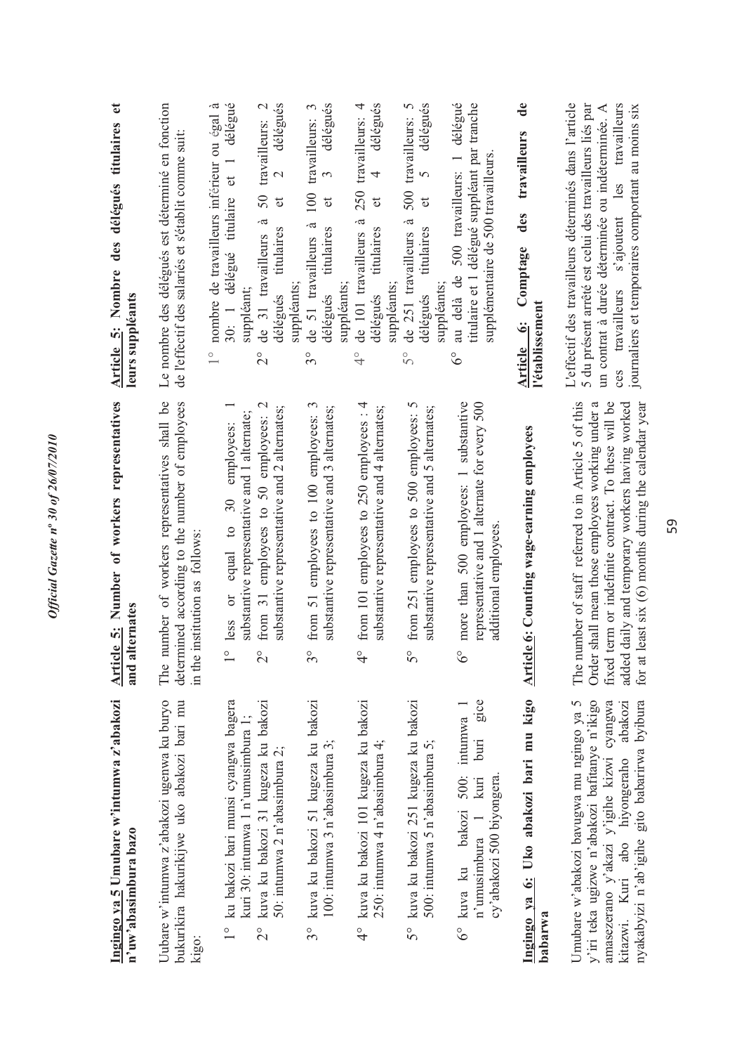**Ingingo ya 5 Umubare w'intumwa z'abakozi n'uw'abasimbura bazo**

Uubare w'intumwa z'abakozi ugenwa ku buryo bukurikira hakurikijwe uko abakozi bari mu kigo:

1° ku bakozi bari munsi cyangwa bagera kuri 30: intumwa 1 n'umusimbura 1;

2° kuva ku bakozi 31 kugeza ku bakozi 50: intumwa 2 n'abasimbura 2;

3° kuva ku bakozi 51 kugeza ku bakozi 100: intumwa 3 n'abasimbura 3;

4° kuva ku bakozi 101 kugeza ku bakozi 250: intumwa 4 n'abasimbura 4;

5° kuva ku bakozi 251 kugeza ku bakozi 500: intumwa 5 n'abasimbura 5;

6° kuva ku bakozi 500: intumwa 1 n'umusimbura 1 kuri buri gice cy'abakozi 500 biyongera.

**Ingingo ya 6: Uko abakozi bari mu kigo babarwa**

Umubare w'abakozi bavugwa mu ngingo ya 5 y'iri teka ugizwe n'abakozi bafitanye n'ikigo amasezerano y'akazi y'igihe kizwi cyangwa kitazwi. Kuri abo hiyongeraho abakozi nyakabyizi n'ab'igihe gito babarirwa byibura

**Article 5: Number of workers representatives and alternates**

The number of workers representatives shall be determined according to the number of employees in the institution as follows:

1° less or equal to 30 employees: 1 substantive representative and 1 alternate;

2° from 31 employees to 50 employees: 2 substantive representative and 2 alternates;

3° from 51 employees to 100 employees: 3 substantive representative and 3 alternates;

4° from 101 employees to 250 employees : 4 substantive representative and 4 alternates;

5° from 251 employees to 500 employees: 5 substantive representative and 5 alternates;

6° more than 500 employees: 1 substantive representative and 1 alternate for every 500 additional employees.

**Article 6: Counting wage-earning employees**

The number of staff referred to in Article 5 of this Order shall mean those employees working under a fixed term or indefinite contract. To these will be added daily and temporary workers having worked for at least six (6) months during the calendar year

**Article 5: Nombre des délégués titulaires et leurs suppléants**

Le nombre des délégués est déterminé en fonction de l'effectif des salariés et s'établit comme suit:

1° nombre de travailleurs inférieur ou égal à 30: 1 délégué titulaire et 1 délégué suppléant;

2° de 31 travailleurs à 50 travailleurs: 2 délégués titulaires et 2 délégués suppléants;

3° de 51 travailleurs à 100 travailleurs: 3 délégués titulaires et 3 délégués suppléants;

4° de 101 travailleurs à 250 travailleurs: 4 délégués titulaires et 4 délégués suppléants;

5° de 251 travailleurs à 500 travailleurs: 5 délégués titulaires et 5 délégués suppléants;

6° au delà de 500 travailleurs: 1 délégué titulaire et 1 délégué suppléant par tranche supplémentaire de 500 travailleurs.

**Article 6: Comptage des travailleurs de l'établissement**

L'effectif des travailleurs déterminés dans l'article 5 du présent arrêté est celui des travailleurs liés par un contrat à durée déterminée ou indéterminée. A ces travailleurs s'ajoutent les travailleurs journaliers et temporaires comportant au moins six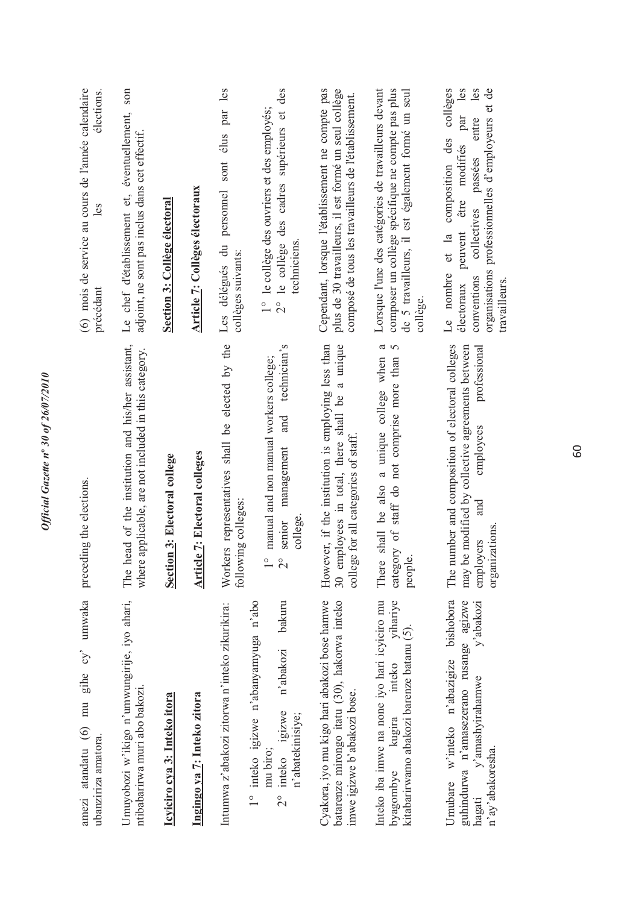amezi atandatu (6) mu gihe cy' umwaka ubanziriza amatora.

Umuyobozi w'ikigo n'umwungirije, iyo ahari, ntibabarirwa muri abo bakozi.

**Icyiciro cya 3: Inteko itora**

**Ingingo ya 7: Inteko zitora**

Intumwa z'abakozi zitorwa n'inteko zikurikira:

1° inteko igizwe n'abanyamyuga n'abo mu biro;
2° inteko igizwe n'abakozi bakuru n'abatekinisiye;

Cyakora, iyo mu kigo hari abakozi bose hamwe batarenze mirongo itatu (30), hakorwa inteko imwe igizwe b'abakozi bose.

Inteko iba imwe na none iyo hari icyiciro mu byagombye kugira inteko yihariye kitabarirwamo abakozi barenze batanu (5).

Umubare w'inteko n'abazigize bishobora guhindurwa n'amasezerano rusange agizwe hagati y'amashyirahamwe y'abakozi n'ay'abakoresha.

preceding the elections.

The head of the institution and his/her assistant, where applicable, are not included in this category.

**Section 3: Electoral college**

**Article 7: Electoral colleges**

Workers representatives shall be elected by the following colleges:

1° manual and non manual workers college;
2° senior management and technician's college.

However, if the institution is employing less than 30 employees in total, there shall be a unique college for all categories of staff.

There shall be also a unique college when a category of staff do not comprise more than 5 people.

The number and composition of electoral colleges may be modified by collective agreements between employers and employees professional organizations.

(6) mois de service au cours de l'année calendaire précédant les élections.

Le chef d'établissement et, éventuellement, son adjoint, ne sont pas inclus dans cet effectif.

**Section 3: Collège électoral**

**Article 7: Collèges électoraux**

Les délégués du personnel sont élus par les collèges suivants:

1° le collège des ouvriers et des employés;
2° le collège des cadres supérieurs et des techniciens.

Cependant, lorsque l'établissement ne compte pas plus de 30 travailleurs, il est formé un seul collège composé de tous les travailleurs de l'établissement.

Lorsque l'une des catégories de travailleurs devant composer un collège spécifique ne compte pas plus de 5 travailleurs, il est également formé un seul collège.

Le nombre et la composition des collèges électoraux peuvent être modifiés par les conventions collectives passées entre les organisations professionnelles d'employeurs et de travailleurs.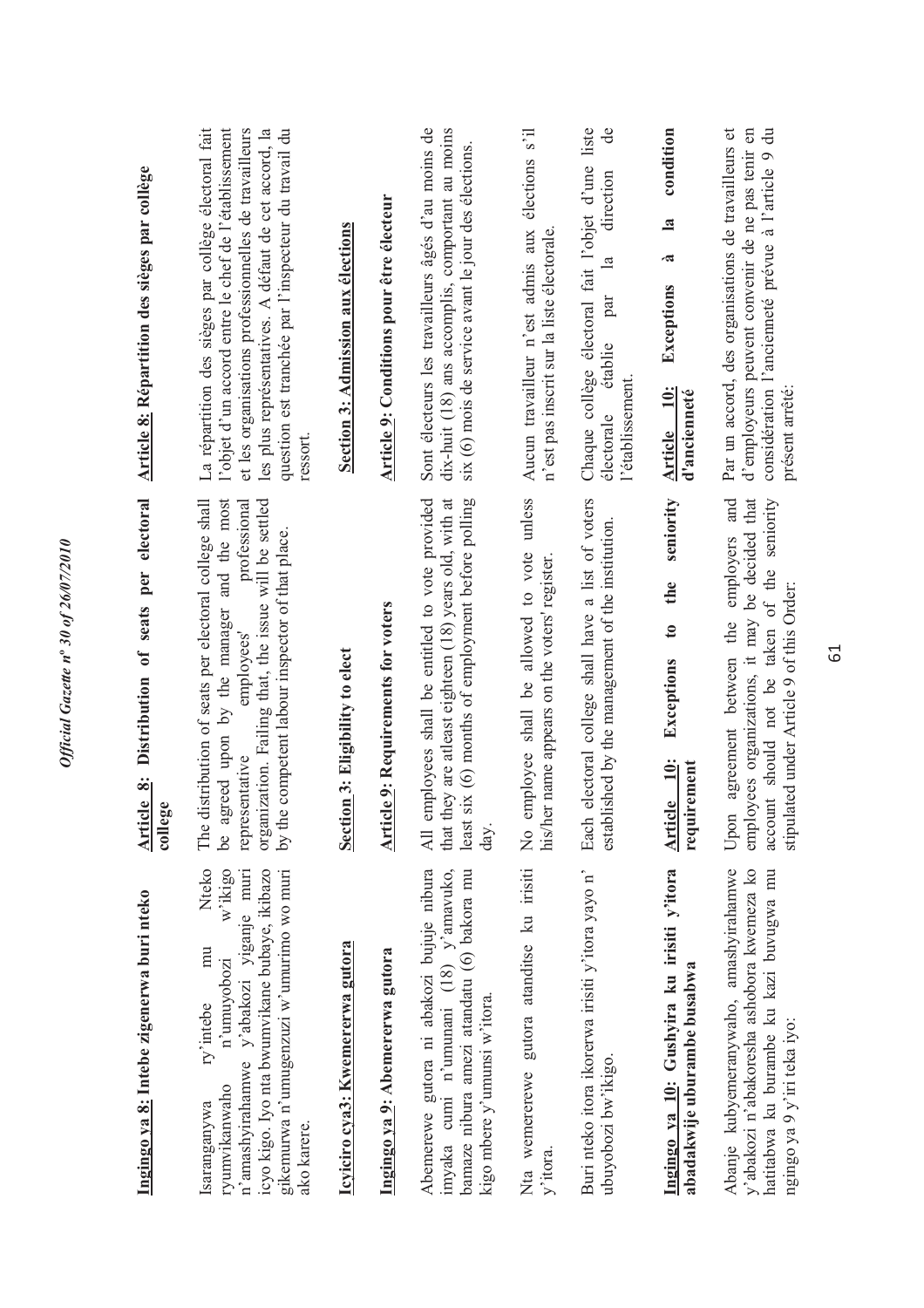**Ingingo ya 8: Intebe zigenerwa buri nteko**

Isaranganywa ry'intebe mu Nteko ryumvikanwaho n'umuyobozi w'ikigo n'amashyirahamwe y'abakozi yiganje muri icyo kigo. Iyo nta bwumvikane bubaye, ikibazo gikemurwa n'umugenzuzi w'umurimo wo muri ako karere.

**Icyiciro cya3: Kwemererwa gutora**

**Ingingo ya 9: Abemererwa gutora**

Abemerewe gutora ni abakozi bujuje nibura imyaka cumi n'umunani (18) y'amavuko, bamaze nibura amezi atandatu (6) bakora mu kigo mbere y'umunsi w'itora.

Nta wemerewe gutora atanditse ku irisiti y'itora.

Buri nteko itora ikorerwa irisiti y'itora yayo n' ubuyobozi bw'ikigo.

**Ingingo ya 10: Gushyira ku irisiti y'itora abadakwije uburambe busabwa**

Abanje kubyemeranywaho, amashyirahamwe y'abakozi n'abakoresha ashobora kwemeza ko hatitabwa ku burambe ku kazi buvugwa mu ngingo ya 9 y'iri teka iyo:

**Article 8: Distribution of seats per electoral college**

The distribution of seats per electoral college shall be agreed upon by the manager and the most representative employees' professional organization. Failing that, the issue will be settled by the competent labour inspector of that place.

**Section 3: Eligibility to elect**

**Article 9: Requirements for voters**

All employees shall be entitled to vote provided that they are atleast eighteen (18) years old, with at least six (6) months of employment before polling day.

No employee shall be allowed to vote unless his/her name appears on the voters' register.

Each electoral college shall have a list of voters established by the management of the institution.

**Article 10: Exceptions to the seniority requirement**

Upon agreement between the employers and employees organizations, it may be decided that account should not be taken of the seniority stipulated under Article 9 of this Order:

**Article 8: Répartition des sièges par collège**

La répartition des sièges par collège électoral fait l'objet d'un accord entre le chef de l'établissement et les organisations professionnelles de travailleurs les plus représentatives. A défaut de cet accord, la question est tranchée par l'inspecteur du travail du ressort.

**Section 3: Admission aux élections**

**Article 9: Conditions pour être électeur**

Sont électeurs les travailleurs âgés d'au moins de dix-huit (18) ans accomplis, comportant au moins six (6) mois de service avant le jour des élections.

Aucun travailleur n'est admis aux élections s'il n'est pas inscrit sur la liste électorale.

Chaque collège électoral fait l'objet d'une liste électorale établie par la direction de l'établissement.

**Article 10: Exceptions à la condition d'ancienneté**

Par un accord, des organisations de travailleurs et d'employeurs peuvent convenir de ne pas tenir en considération l'ancienneté prévue à l'article 9 du présent arrêté: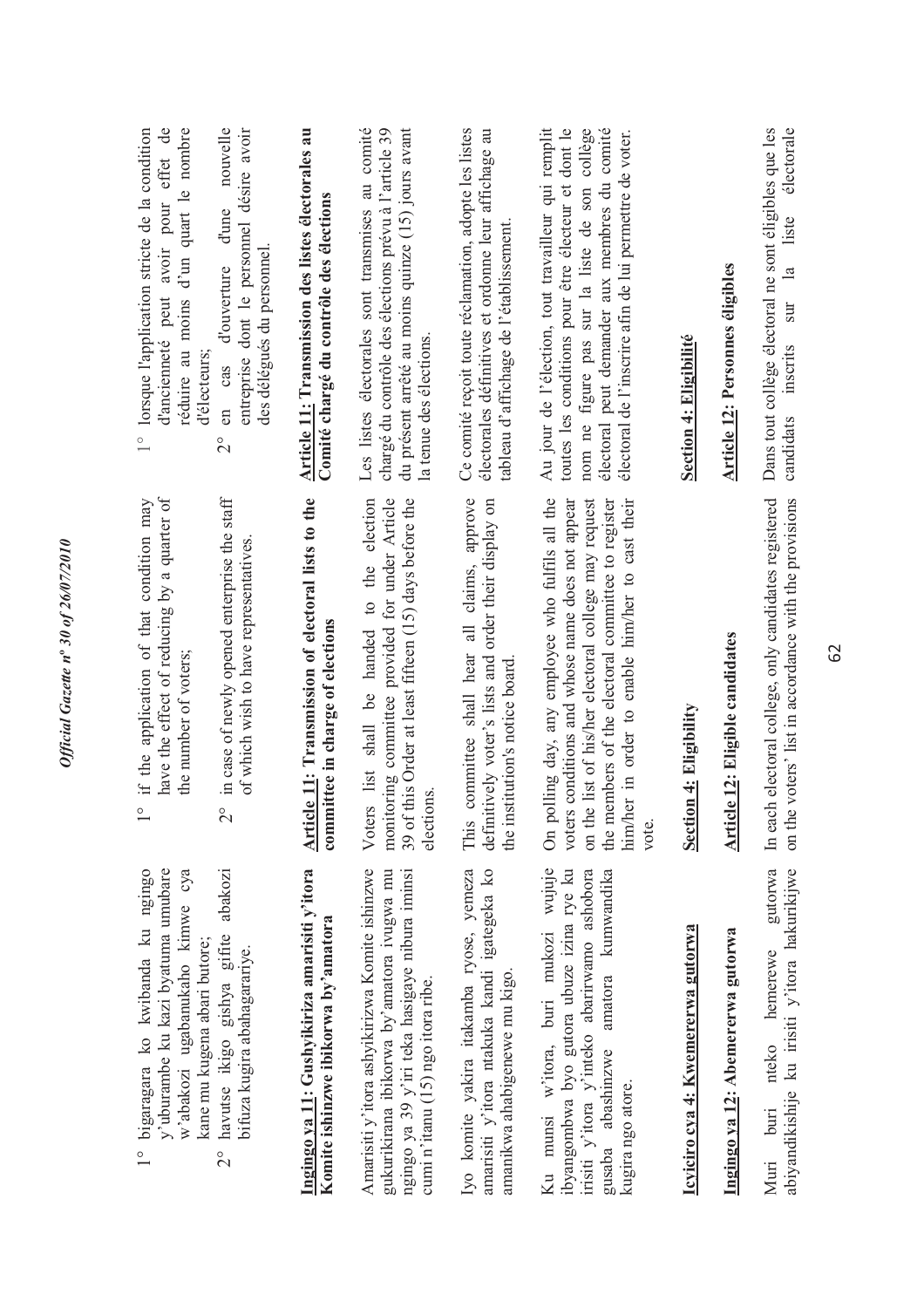1° bigaragara ko kwibanda ku ngingo y'uburambe ku kazi byatuma umubare w'abakozi ugabanukaho kimwe cya kane mu kugena abari butore;

2° havutse ikigo gishya gifite abakozi bifuza kugira abahagarariye.

**Ingingo ya 11: Gushyikiriza amarisiti y'itora Komite ishinzwe ibikorwa by'amatora**

Amarisiti y'itora ashyikirizwa Komite ishinzwe gukurikirana ibikorwa by'amatora ivugwa mu ngingo ya 39 y'iri teka hasigaye nibura iminsi cumi n'itanu (15) ngo itora ribe.

Iyo komite yakira itakamba ryose, yemeza amarisiti y'itora ntakuka kandi igategeka ko amanikwa ahabigenewe mu kigo.

Ku munsi w'itora, buri mukozi wujuje ibyangombwa byo gutora ubuze izina rye ku irisiti y'itora y'inteko abarirwamo ashobora gusaba abashinzwe amatora kumwandika kugira ngo atore.

**Icyiciro cya 4: Kwemererwa gutorwa**

**Ingingo ya 12: Abemererwa gutorwa**

Muri buri nteko hemerewe gutorwa abiyandikishije ku irisiti y'itora hakurikijwe

1° if the application of that condition may have the effect of reducing by a quarter of the number of voters;

2° in case of newly opened enterprise the staff of which wish to have representatives.

**Article 11: Transmission of electoral lists to the committee in charge of elections**

Voters list shall be handed to the election monitoring committee provided for under Article 39 of this Order at least fifteen (15) days before the elections.

This committee shall hear all claims, approve definitively voter's lists and order their display on the institution's notice board.

On polling day, any employee who fulfils all the voters conditions and whose name does not appear on the list of his/her electoral college may request the members of the electoral committee to register him/her in order to enable him/her to cast their vote.

**Section 4: Eligibility**

**Article 12: Eligible candidates**

In each electoral college, only candidates registered on the voters' list in accordance with the provisions

1° lorsque l'application stricte de la condition d'ancienneté peut avoir pour effet de réduire au moins d'un quart le nombre d'électeurs;

2° en cas d'ouverture d'une nouvelle entreprise dont le personnel désire avoir des délégués du personnel.

**Article 11: Transmission des listes électorales au Comité chargé du contrôle des élections**

Les listes électorales sont transmises au comité chargé du contrôle des élections prévu à l'article 39 du présent arrêté au moins quinze (15) jours avant la tenue des élections.

Ce comité reçoit toute réclamation, adopte les listes électorales définitives et ordonne leur affichage au tableau d'affichage de l'établissement.

Au jour de l'élection, tout travailleur qui remplit toutes les conditions pour être électeur et dont le nom ne figure pas sur la liste de son collège électoral peut demander aux membres du comité électoral de l'inscrire afin de lui permettre de voter.

**Section 4: Eligibilité**

**Article 12: Personnes éligibles**

Dans tout collège électoral ne sont éligibles que les candidats inscrits sur la liste électorale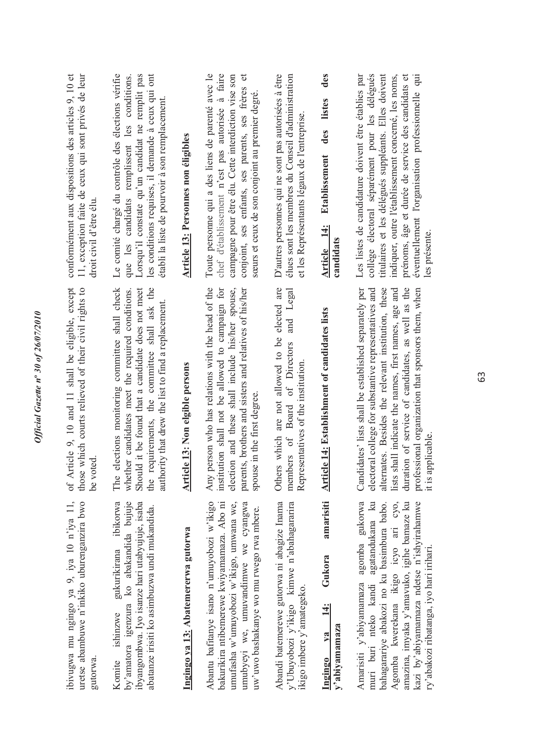ibivugwa mu ngingo ya 9, iya 10 n'iya 11, uretse abambuwe n'inkiko uburenganzira bwo gutorwa.

Komite ishinzwe gukurikirana ibikorwa by'amatora igenzura ko abakandida bujuje ibyangombwa. Iyo isanze hari utabyujuje, isaba abatanze irisiti ko asimbuzwa undi mukandida.

**Ingingo ya 13: Abatemererwa gutorwa**

Abantu bafitanye isano n'umuyobozi w'ikigo bakurikira ntibemerewe kwiyamamaza. Abo ni umufasha w'umuyobozi w'ikigo, umwana we, umubyeyi we, umuvandimwe we cyangwa uw'uwo bashakanye wo mu rwego rwa mbere.

Abandi batemerewe gutorwa ni abagize Inama y'Ubuyobozi y'ikigo kimwe n'abahagararira ikigo imbere y'amategeko.

**Ingingo ya 14: Gukora amarisiti y'abiyamamaza**

Amarisiti y'abiyamamaza agomba gukorwa muri buri nteko kandi agatandukana ku bahagarariye abakozi no ku basimbura babo. Agomba kwerekana ikigo icyo ari cyo, amazina, imyaka y'amavuko, igihe bamaze ku kazi by'abiyamamaza ndetse n'ishyirahamwe ry'abakozi ribatanga, iyo hari irihari.

of Article 9, 10 and 11 shall be eligible, except those which courts relieved of their civil rights to be voted.

The elections monitoring committee shall check whether candidates meet the required conditions. Should it be found that a candidate does not meet the requirements, the committee shall ask the authority that drew the list to find a replacement.

**Article 13: Non eligible persons**

Any person who has relations with the head of the institution shall not be allowed to campaign for election and these shall include his/her spouse, parents, brothers and sisters and relatives of his/her spouse in the first degree.

Others which are not allowed to be elected are members of Board of Directors and Legal Representatives of the institution.

**Article 14: Establishment of candidates lists**

Candidates' lists shall be established separately per electoral college for substantive representatives and alternates. Besides the relevant institution, these lists shall indicate the names, first names, age and duration of service of candidates, as well as the professional organization that sponsors them, when it is applicable.

conformément aux dispositions des articles 9, 10 et 11, exception faite de ceux qui sont privés de leur droit civil d'être élu.

Le comité chargé du contrôle des élections vérifie que les candidats remplissent les conditions. Lorsqu'il constate qu'un candidat ne remplit pas les conditions requises, il demande à ceux qui ont établi la liste de pourvoir à son remplacement.

**Article 13: Personnes non éligibles**

Toute personne qui a des liens de parenté avec le chef d'établissement n'est pas autorisée à faire campagne pour être élu. Cette interdiction vise son conjoint, ses enfants, ses parents, ses frères et sœurs et ceux de son conjoint au premier degré.

D'autres personnes qui ne sont pas autorisées à être élues sont les membres du Conseil d'administration et les Représentants légaux de l'entreprise.

**Article 14: Etablissement des listes des candidats**

Les listes de candidature doivent être établies par collège électoral séparément pour les délégués titulaires et les délégués suppléants. Elles doivent indiquer, outre l'établissement concerné, les noms, prénoms, âge et durée de service des candidats et éventuellement l'organisation professionnelle qui les présente.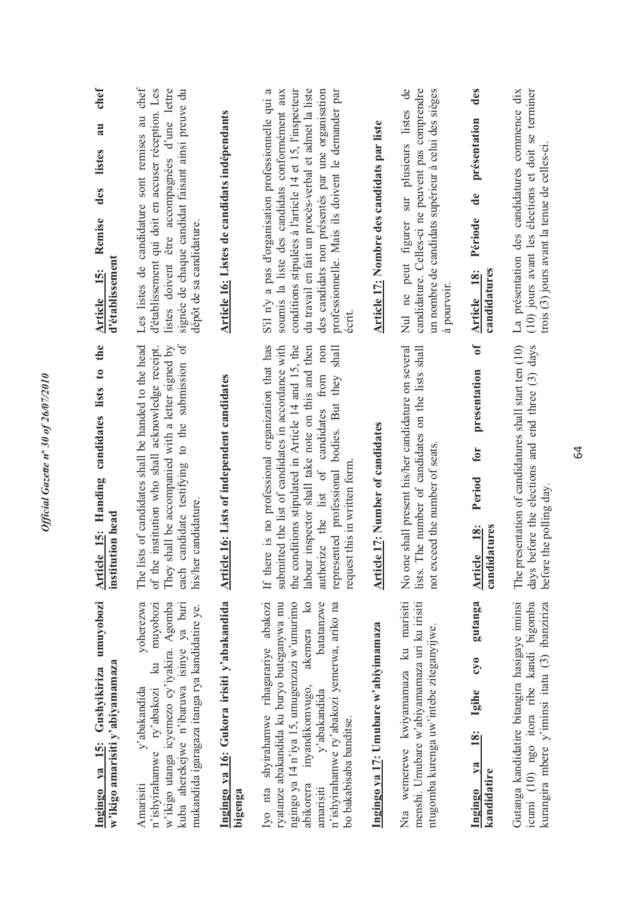**Ingingo ya 15: Gushyikiriza umuyobozi w'ikigo amarisiti y'abiyamamaza**

Amarisiti y'abakandida yoherezwa n'ishyirahamwe ry'abakozi ku muyobozi w'ikigo utanga icyemezo cy'iyakira. Agomba kuba aherekejwe n'ibaruwa isinye ya buri mukandida igaragaza itanga rya kandidatire ye.

**Ingingo ya 16: Gukora irisiti y'abakandida bigenga**

Iyo nta shyirahamwe rihagarariye abakozi ryatanze abakandida ku buryo buteganywa mu ngingo ya 14 n'iya 15, umugenzuzi w'umurimo abikorera inyandikomvugo, akemera ko amarisiti y'abakandida batatanzwe n'ishyirahamwe ry'abakozi yemerwa, ariko na bo bakabisaba banditse.

**Ingingo ya 17: Umubare w'abiyamamaza**

Nta wemerewe kwiyamamaza ku marisiti menshi. Umubare w'abiyamamaza uri ku irisiti ntugomba kurenga uw'intebe ziteganyijwe.

**Ingingo ya 18: Igihe cyo gutanga kandidatire**

Gutanga kandidatire bitangira hasigaye iminsi icumi (10) ngo itora ribe kandi bigomba kurangira mbere y'iminsi itatu (3) ibanziriza

**Article 15: Handing candidates lists to the institution head**

The lists of candidates shall be handed to the head of the institution who shall acknowledge receipt. They shall be accompanied with a letter signed by each candidate testifying to the submission of his/her candidature.

**Article 16: Lists of independent candidates**

If there is no professional organization that has submitted the list of candidates in accordance with the conditions stipulated in Article 14 and 15, the labour inspector shall take note on this and then authorize the list of candidates from non represented professional bodies. But they shall request this in written form.

**Article 17: Number of candidates**

No one shall present his/her candidature on several lists. The number of candidates on the lists shall not exceed the number of seats.

**Article 18: Period for presentation of candidatures**

The presentation of candidatures shall start ten (10) days before the elections and end three (3) days before the polling day.

**Article 15: Remise des listes au chef d'établissement**

Les listes de candidature sont remises au chef d'établissement qui doit en accuser réception. Les listes doivent être accompagnées d'une lettre signée de chaque candidat faisant ainsi preuve du dépôt de sa candidature.

**Article 16: Listes de candidats indépendants**

S'il n'y a pas d'organisation professionnelle qui a soumis la liste des candidats conformément aux conditions stipulées à l'article 14 et 15, l'inspecteur du travail en fait un procès-verbal et admet la liste des candidats non présentés par une organisation professionnelle. Mais ils doivent le demander par écrit.

**Article 17: Nombre des candidats par liste**

Nul ne peut figurer sur plusieurs listes de candidature. Celles-ci ne peuvent pas comprendre un nombre de candidats supérieur à celui des sièges à pourvoir.

**Article 18: Période de présentation des candidatures**

La présentation des candidatures commence dix (10) jours avant les élections et doit se terminer trois (3) jours avant la tenue de celles-ci.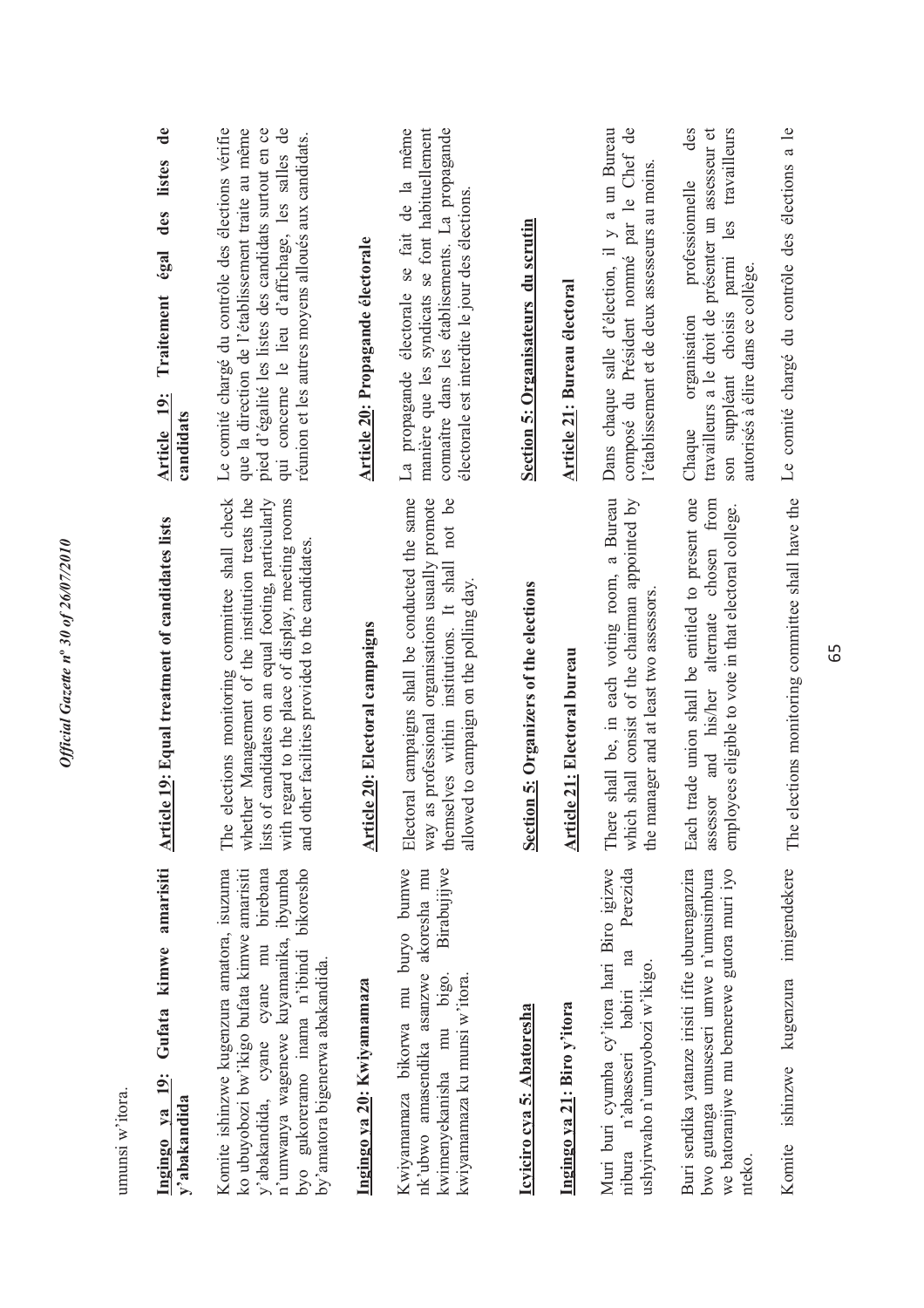umunsi w'itora.

**Ingingo ya 19: Gufata kimwe amarisiti y'abakandida**

Komite ishinzwe kugenzura amatora, isuzuma ko ubuyobozi bw'ikigo bufata kimwe amarisiti y'abakandida, cyane cyane mu birebana n'umwanya wagenewe kuyamanika, ibyumba byo gukoreramo inama n'ibindi bikoresho by'amatora bigenerwa abakandida.

**Ingingo ya 20: Kwiyamamaza**

Kwiyamamaza bikorwa mu buryo bumwe nk'ubwo amasendika asanzwe akoresha mu kwimenyekanisha mu bigo. Birabujijwe kwiyamamaza ku munsi w'itora.

**Icyiciro cya 5: Abatoresha**

**Ingingo ya 21: Biro y'itora**

Muri buri cyumba cy'itora hari Biro igizwe nibura n'abaseseri babiri na Perezida ushyirwaho n'umuyobozi w'ikigo.

Buri sendika yatanze irisiti ifite uburenganzira bwo gutanga umuseseri umwe n'umusimbura we batoranijwe mu bemerewe gutora muri iyo nteko.

Komite ishinzwe kugenzura imigendekere

**Article 19: Equal treatment of candidates lists**

The elections monitoring committee shall check whether Management of the institution treats the lists of candidates on an equal footing, particularly with regard to the place of display, meeting rooms and other facilities provided to the candidates.

**Article 20: Electoral campaigns**

Electoral campaigns shall be conducted the same way as professional organisations usually promote themselves within institutions. It shall not be allowed to campaign on the polling day.

**Section 5: Organizers of the elections**

**Article 21: Electoral bureau**

There shall be, in each voting room, a Bureau which shall consist of the chairman appointed by the manager and at least two assessors.

Each trade union shall be entitled to present one assessor and his/her alternate chosen from employees eligible to vote in that electoral college.

The elections monitoring committee shall have the

**Article 19: Traitement égal des listes de candidats**

Le comité chargé du contrôle des élections vérifie que la direction de l'établissement traite au même pied d'égalité les listes des candidats surtout en ce qui concerne le lieu d'affichage, les salles de réunion et les autres moyens alloués aux candidats.

**Article 20: Propagande électorale**

La propagande électorale se fait de la même manière que les syndicats se font habituellement connaître dans les établissements. La propagande électorale est interdite le jour des élections.

**Section 5: Organisateurs du scrutin**

**Article 21: Bureau électoral**

Dans chaque salle d'élection, il y a un Bureau composé du Président nommé par le Chef de l'établissement et de deux assesseurs au moins.

Chaque organisation professionnelle des travailleurs a le droit de présenter un assesseur et son suppléant choisis parmi les travailleurs autorisés à élire dans ce collège.

Le comité chargé du contrôle des élections a le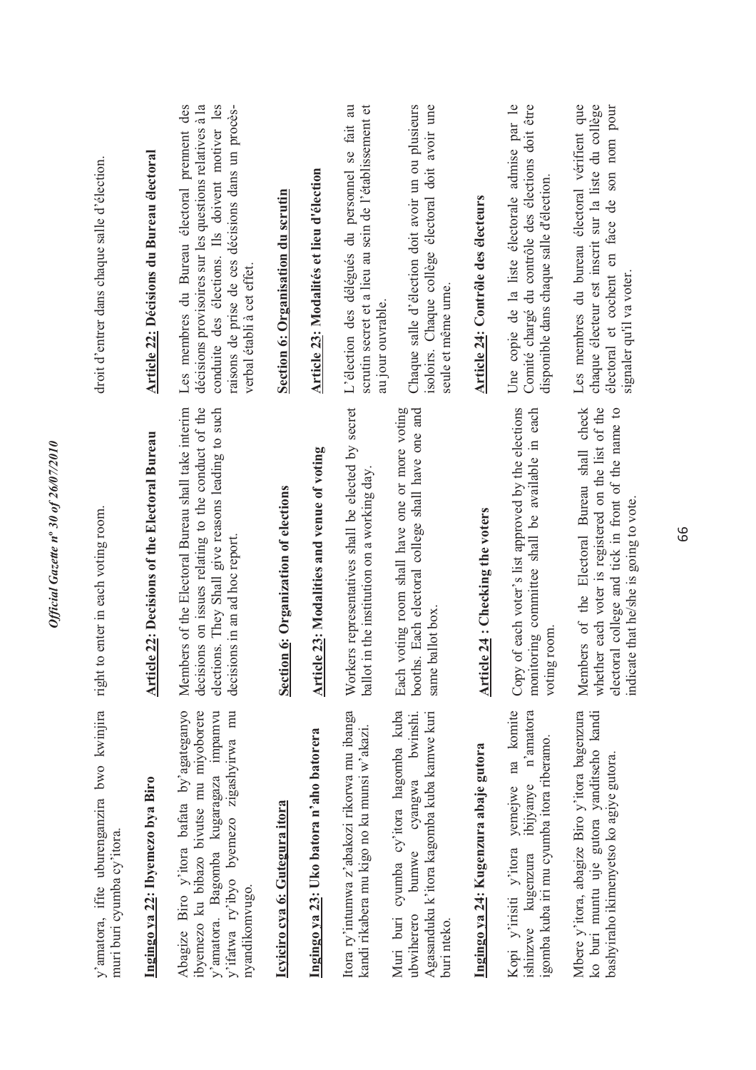y'amatora, ifite uburenganzira bwo kwinjira muri buri cyumba cy'itora.

**Ingingo ya 22: Ibyemezo bya Biro**

Abagize Biro y'itora bafata by'agateganyo ibyemezo ku bibazo bivutse mu miyoborere y'amatora. Bagomba kugaragaza impamvu y'ifatwa ry'ibyo byemezo zigashyirwa mu nyandikomvugo.

**Icyiciro cya 6: Gutegura itora**

**Ingingo ya 23: Uko batora n'aho batorera**

Itora ry'intumwa z'abakozi rikorwa mu ibanga kandi rikabera mu kigo no ku munsi w'akazi.

Muri buri cyumba cy'itora hagomba kuba ubwiherero bumwe cyangwa bwinshi. Agasanduku k'itora kagomba kuba kamwe kuri buri nteko.

**Ingingo ya 24: Kugenzura abaje gutora**

Kopi y'irisiti y'itora yemejwe na komite ishinzwe kugenzura ibijyanye n'amatora igomba kuba iri mu cyumba itora riberamo.

Mbere y'itora, abagize Biro y'itora bagenzura ko buri muntu uje gutora yanditseho kandi bashyiraho ikimenyetso ko agiye gutora.

right to enter in each voting room.

**Article 22: Decisions of the Electoral Bureau**

Members of the Electoral Bureau shall take interim decisions on issues relating to the conduct of the elections. They Shall give reasons leading to such decisions in an ad hoc report.

**Section 6: Organization of elections**

**Article 23: Modalities and venue of voting**

Workers representatives shall be elected by secret ballot in the institution on a working day.

Each voting room shall have one or more voting booths. Each electoral college shall have one and same ballot box.

**Article 24 : Checking the voters**

Copy of each voter's list approved by the elections monitoring committee shall be available in each voting room.

Members of the Electoral Bureau shall check whether each voter is registered on the list of the electoral college and tick in front of the name to indicate that he/she is going to vote.

droit d'entrer dans chaque salle d'élection.

**Article 22: Décisions du Bureau électoral**

Les membres du Bureau électoral prennent des décisions provisoires sur les questions relatives à la conduite des élections. Ils doivent motiver les raisons de prise de ces décisions dans un procès-verbal établi à cet effet.

**Section 6: Organisation du scrutin**

**Article 23: Modalités et lieu d'élection**

L'élection des délégués du personnel se fait au scrutin secret et a lieu au sein de l'établissement et au jour ouvrable.

Chaque salle d'élection doit avoir un ou plusieurs isoloirs. Chaque collège électoral doit avoir une seule et même urne.

**Article 24: Contrôle des électeurs**

Une copie de la liste électorale admise par le Comité chargé du contrôle des élections doit être disponible dans chaque salle d'élection.

Les membres du bureau électoral vérifient que chaque électeur est inscrit sur la liste du collège électoral et cochent en face de son nom pour signaler qu'il va voter.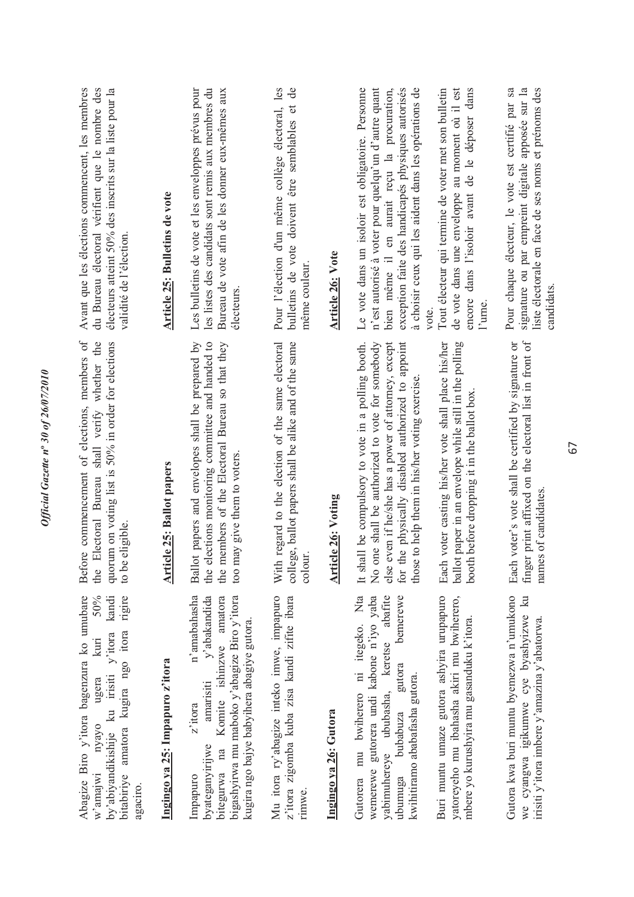Abagize Biro y'itora bagenzura ko umubare w'amajwi nyayo ugera kuri 50% by'abiyandikishije ku irisiti y'itora kandi bitabiriye amatora kugira ngo itora rigire agaciro.

**Ingingo ya 25: Impapuro z'itora**

Impapuro z'itora n'amabahasha byateganyirijwe amarisiti y'abakandida bitegurwa na Komite ishinzwe amatora bigashyikirwa mu maboko y'abagize Biro y'itora kugira ngo bajye babyihera abagiye gutora.

Mu itora ry'abagize inteko imwe, impapuro z'itora zigomba kuba zisa kandi zifite ibara rimwe.

**Ingingo ya 26: Gutora**

Gutorera mu bwiherero ni itegeko. Nta wemerewe gutorera undi kabone n'iyo yaba yabimuhereye ububasha, keretse abafite ubumuga bubabuza gutora bemerewe kwihitiramo ababafasha gutora.

Buri muntu umaze gutora ashyira urupapuro yatoreyeho mu ibahasha akiri mu bwiherero, mbere yo kurushyira mu gasanduku k'itora.

Gutora kwa buri muntu byemezwa n'umukono we cyangwa igikumwe cye byashyizwe ku irisiti y'itora imbere y'amazina y'abatorwa.

Before commencement of elections, members of the Electoral Bureau shall verify whether the quorum on voting list is 50% in order for elections to be eligible.

**Article 25: Ballot papers**

Ballot papers and envelopes shall be prepared by the elections monitoring committee and handed to the members of the Electoral Bureau so that they too may give them to voters.

With regard to the election of the same electoral college, ballot papers shall be alike and of the same colour.

**Article 26: Voting**

It shall be compulsory to vote in a polling booth. No one shall be authorized to vote for somebody else even if he/she has a power of attorney, except for the physically disabled authorized to appoint those to help them in his/her voting exercise.

Each voter casting his/her vote shall place his/her ballot paper in an envelope while still in the polling booth before dropping it in the ballot box.

Each voter's vote shall be certified by signature or finger print affixed on the electoral list in front of names of candidates.

Avant que les élections commencent, les membres du Bureau électoral vérifient que le nombre des électeurs atteint 50% des inscrits sur la liste pour la validité de l'élection.

**Article 25: Bulletins de vote**

Les bulletins de vote et les enveloppes prévus pour les listes des candidats sont remis aux membres du Bureau de vote afin de les donner eux-mêmes aux électeurs.

Pour l'élection d'un même collège électoral, les bulletins de vote doivent être semblables et de même couleur.

**Article 26: Vote**

Le vote dans un isoloir est obligatoire. Personne n'est autorisé à voter pour quelqu'un d'autre quant bien même il en aurait reçu la procuration, exception faite des handicapés physiques autorisés à choisir ceux qui les aident dans les opérations de vote.

Tout électeur qui termine de voter met son bulletin de vote dans une enveloppe au moment où il est encore dans l'isoloir avant de le déposer dans l'urne.

Pour chaque électeur, le vote est certifié par sa signature ou par empreint digitale apposée sur la liste électorale en face de ses noms et prénoms des candidats.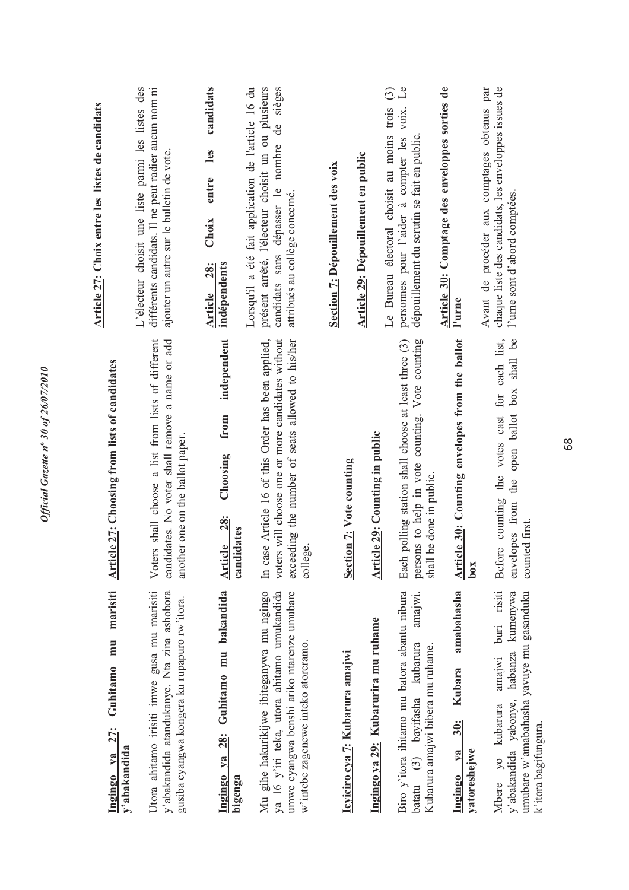**Ingingo ya 27: Guhitamo mu marisiti y'abakandida**

Utora ahitamo irisiti imwe gusa mu marisiti y'abakandida atandukanye. Nta zina ashobora gusiba cyangwa kongera ku rupapuro rw'itora.

**Ingingo ya 28: Guhitamo mu bakandida bigenga**

Mu gihe hakurikijwe ibiteganywa mu ngingo ya 16 y'iri teka, utora ahitamo umukandida umwe cyangwa benshi ariko ntarenze umubare w'intebe zagenewe inteko atoreramo.

**Icyiciro cya 7: Kubarura amajwi**

**Ingingo ya 29: Kubarurira mu ruhame**

Biro y'itora ihitamo mu batora abantu nibura batatu (3) bayifasha kubarura amajwi. Kubarura amajwi bibera mu ruhame.

**Ingingo ya 30: Kubara amabahasha yatoreshejwe**

Mbere yo kubarura amajwi buri risiti y'abakandida yabonye, habanza kumenywa umubare w'amabahasha yavuye mu gasanduku k'itora bagifungura.

**Article 27: Choosing from lists of candidates**

Voters shall choose a list from lists of different candidates. No voter shall remove a name or add another one on the ballot paper.

**Article 28: Choosing from independent candidates**

In case Article 16 of this Order has been applied, voters will choose one or more candidates without exceeding the number of seats allowed to his/her college.

**Section 7: Vote counting**

**Article 29: Counting in public**

Each polling station shall choose at least three (3) persons to help in vote counting. Vote counting shall be done in public.

**Article 30: Counting envelopes from the ballot box**

Before counting the votes cast for each list, envelopes from the open ballot box shall be counted first.

**Article 27: Choix entre les listes de candidats**

L'électeur choisit une liste parmi les listes des différents candidats. Il ne peut radier aucun nom ni ajouter un autre sur le bulletin de vote.

**Article 28: Choix entre les candidats indépendents**

Lorsqu'il a été fait application de l'article 16 du présent arrêté, l'électeur choisit un ou plusieurs candidats sans dépasser le nombre de sièges attribués au collège concerné.

**Section 7: Dépouillement des voix**

**Article 29: Dépouillement en public**

Le Bureau électoral choisit au moins trois (3) personnes pour l'aider à compter les voix. Le dépouillement du scrutin se fait en public.

**Article 30: Comptage des enveloppes sorties de l'urne**

Avant de procéder aux comptages obtenus par chaque liste des candidats, les enveloppes issues de l'urne sont d'abord comptées.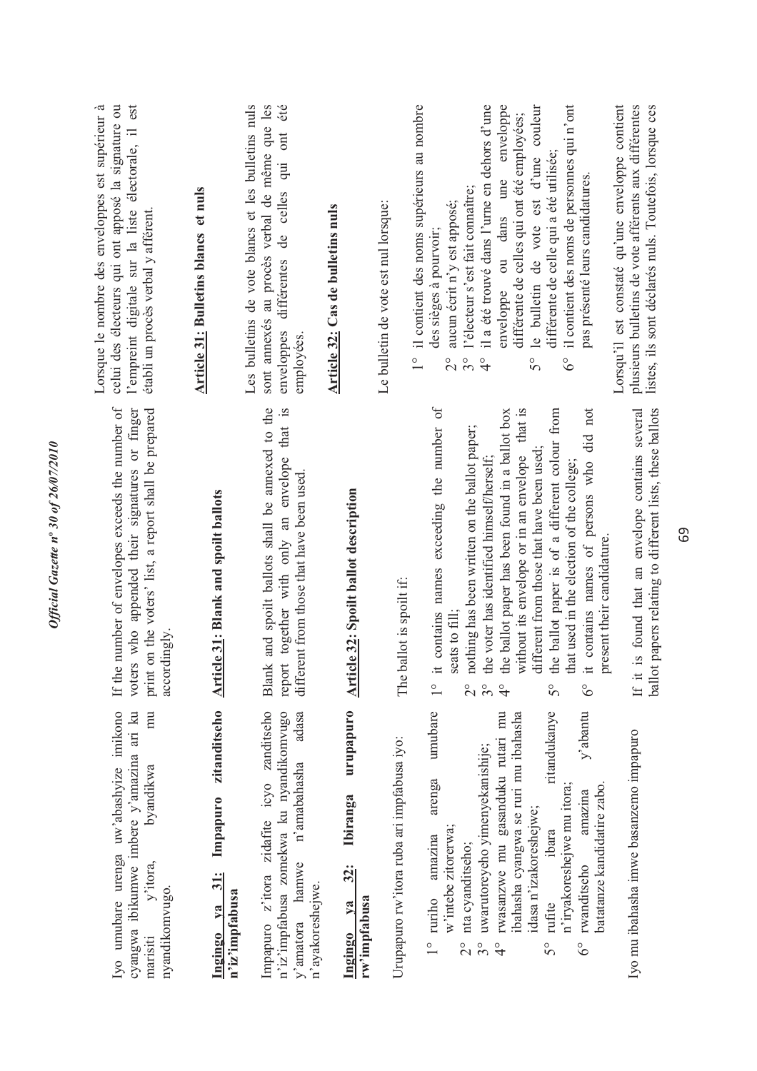Iyo umubare urenga uw'abashyize imikono cyangwa ibikumwe imbere y'amazina ari ku marisiti y'itora, byandikwa mu nyandikomvugo.

**Ingingo ya 31: Impapuro zitanditseho n'iz'impfabusa**

Impapuro z'itora zidafite icyo zanditseho n'iz'impfabusa zomekwa ku nyandikomvugo y'amatora hamwe n'amabahasha adasa n'ayakoreshejwe.

**Ingingo ya 32: Ibiranga urupapuro rw'impfabusa**

Urupapuro rw'itora ruba ari impfabusa iyo:

1° ruriho amazina arenga umubare w'intebe zitorerwa;
2° nta cyanditseho;
3° uwarutoreyeho yimenyekanishije;
4° rwasanzwe mu gasanduku rutari mu ibahasha cyangwa se ruri mu ibahasha idasa n'izakoreshejwe;
5° rufite ibara ritandukanye n'iryakoreshejwe mu itora;
6° rwanditseho amazina y'abantu batatanze kandidatire zabo.

Iyo mu ibahasha imwe basanzemo impapuro

If the number of envelopes exceeds the number of voters who appended their signatures or finger print on the voters' list, a report shall be prepared accordingly.

**Article 31: Blank and spoilt ballots**

Blank and spoilt ballots shall be annexed to the report together with only an envelope that is different from those that have been used.

**Article 32: Spoilt ballot description**

The ballot is spoilt if:

1° it contains names exceeding the number of seats to fill;
2° nothing has been written on the ballot paper;
3° the voter has identified himself/herself;
4° the ballot paper has been found in a ballot box without its envelope or in an envelope that is different from those that have been used;
5° the ballot paper is of a different colour from that used in the election of the college;
6° it contains names of persons who did not present their candidature.

If it is found that an envelope contains several ballot papers relating to different lists, these ballots

Lorsque le nombre des enveloppes est supérieur à celui des électeurs qui ont apposé la signature ou l'empreint digitale sur la liste électorale, il est établi un procès verbal y afférent.

**Article 31: Bulletins blancs et nuls**

Les bulletins de vote blancs et les bulletins nuls sont annexés au procès verbal de même que les enveloppes différentes de celles qui ont été employées.

**Article 32: Cas de bulletins nuls**

Le bulletin de vote est nul lorsque:

1° il contient des noms supérieurs au nombre des sièges à pourvoir;
2° aucun écrit n'y est apposé;
3° l'électeur s'est fait connaître;
4° il a été trouvé dans l'urne en dehors d'une enveloppe ou dans une enveloppe différente de celles qui ont été employées;
5° le bulletin de vote est d'une couleur différente de celle qui a été utilisée;
6° il contient des noms de personnes qui n'ont pas présenté leurs candidatures.

Lorsqu'il est constaté qu'une enveloppe contient plusieurs bulletins de vote afférents aux différentes listes, ils sont déclarés nuls. Toutefois, lorsque ces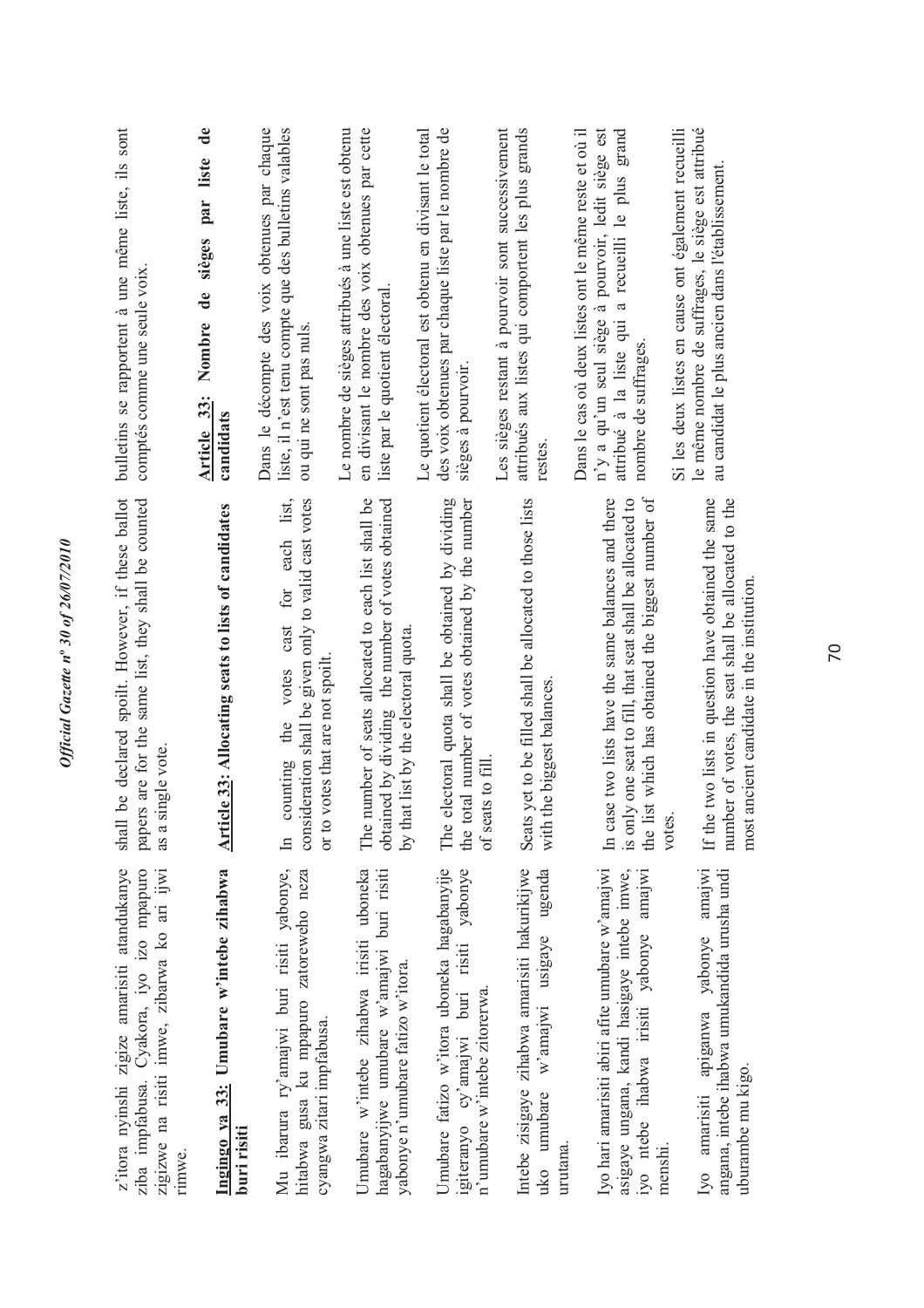z'itora nyinshi zigize amarisiti atandukanye ziba impfabusa. Cyakora, iyo izo mpapuro zigizwe na risiti imwe, zibarwa ko ari ijwi rimwe.

**Ingingo ya 33: Umubare w'intebe zihabwa buri risiti**

Mu ibarura ry'amajwi buri risiti yabonye, hitabwa gusa ku mpapuro zatoreweho neza cyangwa zitari impfabusa.

Umubare w'intebe zihabwa irisiti uboneka hagabanyijwe umubare w'amajwi buri risiti yabonye n'umubare fatizo w'itora.

Umubare fatizo w'itora uboneka hagabanyijwe igiteranyo cy'amajwi buri risiti yabonye n'umubare w'intebe zitorerwa.

Intebe zisigaye zihabwa amarisiti hakurikijwe uko umubare w'amajwi usigaye ugenda urutana.

Iyo hari amarisiti abiri afite umubare w'amajwi asigaye ungana, kandi hasigaye intebe imwe, iyo ntebe ihabwa irisiti yabonye amajwi menshi.

Iyo amarisiti apiganwa yabonye amajwi angana, intebe ihabwa umukandida urusha undi uburambe mu kigo.

shall be declared spoilt. However, if these ballot papers are for the same list, they shall be counted as a single vote.

**Article 33: Allocating seats to lists of candidates**

In counting the votes cast for each list, consideration shall be given only to valid cast votes or to votes that are not spoilt.

The number of seats allocated to each list shall be obtained by dividing the number of votes obtained by that list by the electoral quota.

The electoral quota shall be obtained by dividing the total number of votes obtained by the number of seats to fill.

Seats yet to be filled shall be allocated to those lists with the biggest balances.

In case two lists have the same balances and there is only one seat to fill, that seat shall be allocated to the list which has obtained the biggest number of votes.

If the two lists in question have obtained the same number of votes, the seat shall be allocated to the most ancient candidate in the institution.

bulletins se rapportent à une même liste, ils sont comptés comme une seule voix.

**Article 33: Nombre de sièges par liste de candidats**

Dans le décompte des voix obtenues par chaque liste, il n'est tenu compte que des bulletins valables ou qui ne sont pas nuls.

Le nombre de sièges attribués à une liste est obtenu en divisant le nombre des voix obtenues par cette liste par le quotient électoral.

Le quotient électoral est obtenu en divisant le total des voix obtenues par chaque liste par le nombre de sièges à pourvoir.

Les sièges restant à pourvoir sont successivement attribués aux listes qui comportent les plus grands restes.

Dans le cas où deux listes ont le même reste et où il n'y a qu'un seul siège à pourvoir, ledit siège est attribué à la liste qui a recueilli le plus grand nombre de suffrages.

Si les deux listes en cause ont également recueilli le même nombre de suffrages, le siège est attribué au candidat le plus ancien dans l'établissement.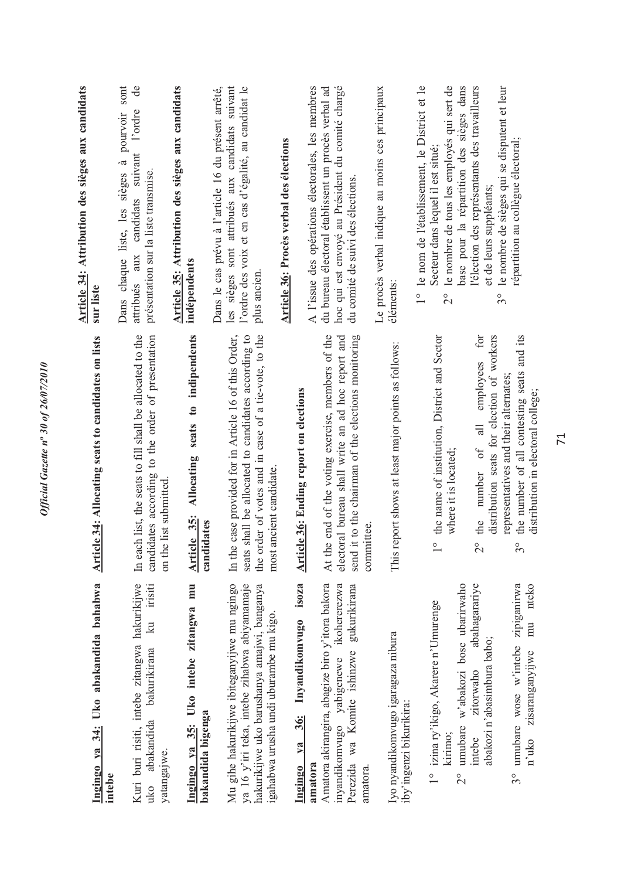**Ingingo ya 34: Uko abakandida bahabwa intebe**

Kuri buri risiti, intebe zitangwa hakurikijwe uko abakandida bakurikirana ku irisiti yatangajwe.

**Ingingo ya 35: Uko intebe zitangwa mu bakandida bigenga**

Mu gihe hakurikijwe ibiteganyijwe mu ngingo ya 16 y'iri teka, intebe zihabwa abiyamamaje hakurikijwe uko barushanya amajwi, banganya igahabwa urusha undi uburambe mu kigo.

**Ingingo ya 36: Inyandikomvugo isoza amatora**

Amatora akirangira, abagize biro y'itora bakora inyandikomvugo yabigenewe ikohererezwa Perezida wa Komite ishinzwe gukurikirana amatora.

Iyo nyandikomvugo igaragaza nibura iby'ingenzi bikurikira:

1° izina ry'ikigo, Akarere n'Umurenge kirimo;

2° umubare w'abakozi bose ubarirwaho intebe zitorwaho abahagarariye abakozi n'abasimbura babo;

3° umubare wose w'intebe zipiganirwa n'uko zisaranganyijwe mu nteko

**Article 34: Allocating seats to candidates on lists**

In each list, the seats to fill shall be allocated to the candidates according to the order of presentation on the list submitted.

**Article 35: Allocating seats to indipendents candidates**

In the case provided for in Article 16 of this Order, seats shall be allocated to candidates according to the order of votes and in case of a tie-vote, to the most ancient candidate.

**Article 36: Ending report on elections**

At the end of the voting exercise, members of the electoral bureau shall write an ad hoc report and send it to the chairman of the elections monitoring committee.

This report shows at least major points as follows:

1° the name of institution, District and Sector where it is located;

2° the number of all employees for distribution seats for election of workers representatives and their alternates;

3° the number of all contesting seats and its distribution in electoral college;

**Article 34: Attribution des sièges aux candidats sur liste**

Dans chaque liste, les sièges à pourvoir sont attribués aux candidats suivant l'ordre de présentation sur la liste transmise.

**Article 35: Attribution des sièges aux candidats indépendents**

Dans le cas prévu à l'article 16 du présent arrêté, les sièges sont attribués aux candidats suivant l'ordre des voix et en cas d'égalité, au candidat le plus ancien.

**Article 36: Procès verbal des élections**

A l'issue des opérations électorales, les membres du bureau électoral établissent un procès verbal ad hoc qui est envoyé au Président du comité chargé du comité de suivi des élections.

Le procès verbal indique au moins ces principaux éléments:

1° le nom de l'établissement, le District et le Secteur dans lequel il est situé;

2° le nombre de tous les employés qui sert de base pour la répartition des sièges dans l'élection des représentants des travailleurs et de leurs suppléants;

3° le nombre de sièges qui se disputent et leur répartition au collègue électoral;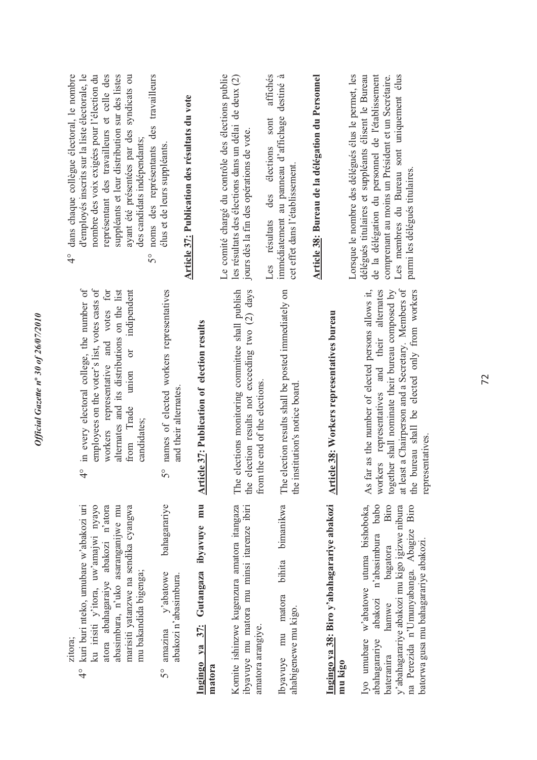zitora;

4° kuri buri nteko, umubare w'abakozi uri ku irisiti y'itora, uw'amajwi nyayo atora abahagarariye abakozi n'atora abasimbura, n'uko asaranganijwe mu marisiti yatanzwe na sendika cyangwa mu bakandida bigenga;

5° amazina y'abatowe bahagarariye abakozi n'abasimbura.

**Ingingo ya 37: Gutangaza ibyavuye mu matora**

Komite ishinzwe kugenzura amatora itangaza ibyavuye mu matora mu minsi itarenze ibiri amatora arangiye.

Ibyavuye mu matora bihita bimanikwa ahabigenewe mu kigo.

**Ingingo ya 38: Biro y'abahagarariye abakozi mu kigo**

Iyo umubare w'abatowe utuma bishoboka, abahagarariye abakozi n'abasimbura babo bateranira hamwe bagatora Biro y'abahagarariye abakozi mu kigo igizwe nibura na Perezida n'Umunyabanga. Abagize Biro batorwa gusa mu bahagarariye abakozi.

4° in every electoral college, the number of employees on the voter's list, votes casts of workers representative and votes for alternates and its distributions on the list from Trade union or indipendent candidates;

5° names of elected workers representatives and their alternates.

**Article 37: Publication of election results**

The elections monitoring committee shall publish the election results not exceeding two (2) days from the end of the elections.

The election results shall be posted immediately on the institution's notice board.

**Article 38: Workers representatives bureau**

As far as the number of elected persons allows it, workers representatives and their alternates together shall nominate their bureau composed by at least a Chairperson and a Secretary. Members of the bureau shall be elected only from workers representatives.

4° dans chaque collègue électoral, le nombre d'employés inscrits sur la liste électorale, le nombre des voix exigées pour l'élection du représentant des travailleurs et celle des suppléants et leur distribution sur des listes ayant été présentées par des syndicats ou des candidats indépendants;

5° noms des représentants des travailleurs élus et de leurs suppléants.

**Article 37: Publication des résultats du vote**

Le comité chargé du contrôle des élections publie les résultats des élections dans un délai de deux (2) jours dès la fin des opérations de vote.

Les résultats des élections sont affichés immédiatement au panneau d'affichage destiné à cet effet dans l'établissement.

**Article 38: Bureau de la délégation du Personnel**

Lorsque le nombre des délégués élus le permet, les délégués titulaires et suppléants élisent le Bureau de la délégation du personnel de l'établissement comprenant au moins un Président et un Secrétaire. Les membres du Bureau sont uniquement élus parmi les délégués titulaires.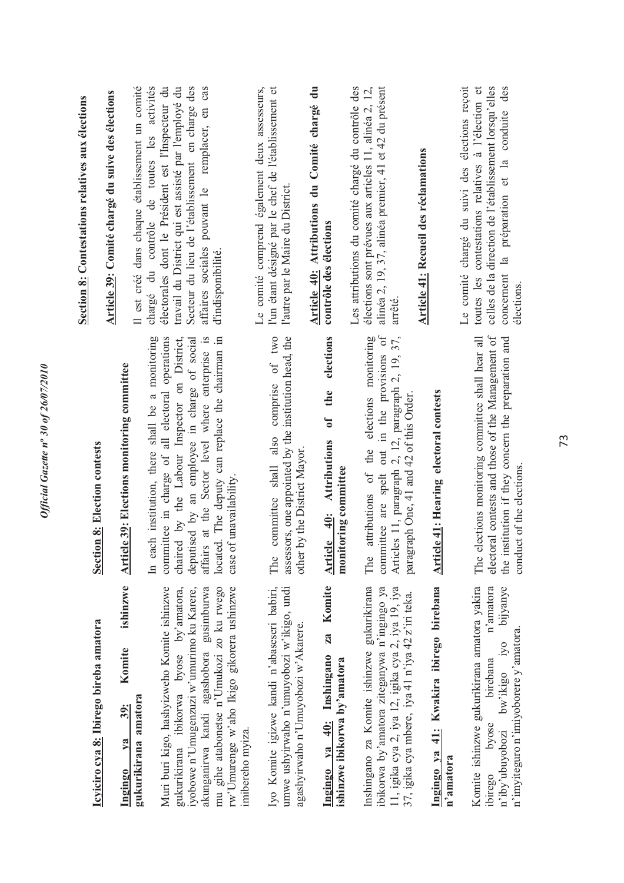**Icyiciro cya 8: Ibirego bireba amatora**

**Ingingo ya 39: Komite ishinzwe gukurikirana amatora**

Muri buri kigo, hashyizweho Komite ishinzwe gukurikirana ibikorwa byose by'amatora, iyobowe n'Umugenzuzi w'umurimo ku Karere, akunganirwa kandi agashobora gusimburwa mu gihe atabonetse n'Umukozi zo ku rwego rw'Umurenge w'aho Ikigo gikorera ushinzwe imibereho myiza.

Iyo Komite igizwe kandi n'abaseseri babiri, umwe ushyirwaho n'umuyobozi w'ikigo, undi agashyirwaho n'Umuyobozi w'Akarere.

**Ingingo ya 40: Inshingano za Komite ishinzwe ibikorwa by'amatora**

Inshingano za Komite ishinzwe gukurikirana ibikorwa by'amatora ziteganywa n'ingingo ya 11, igika cya 2, iya 12, igika cya 2, iya 19, iya 37, igika cya mbere, iya 41 n'iya 42 z'iri teka.

**Ingingo ya 41: Kwakira ibirego birebana n'amatora**

Komite ishinzwe gukurikirana amatora yakira ibirego byose birebana n'amatora n'iby'ubuyobozi bw'ikigo iyo bijyanye n'imyiteguro n'imiyoborere y'amatora.

**Section 8: Election contests**

**Article 39: Elections monitoring committee**

In each institution, there shall be a monitoring committee in charge of all electoral operations chaired by the Labour Inspector on District, deputised by an employee in charge of social affairs at the Sector level where enterprise is located. The deputy can replace the chairman in case of unavailability.

The committee shall also comprise of two assessors, one appointed by the institution head, the other by the District Mayor.

**Article 40: Attributions of the elections monitoring committee**

The attributions of the elections monitoring committee are spelt out in the provisions of Articles 11, paragraph 2, 12, paragraph 2, 19, 37, paragraph One, 41 and 42 of this Order.

**Article 41: Hearing electoral contests**

The elections monitoring committee shall hear all electoral contests and those of the Management of the institution if they concern the preparation and conduct of the elections.

**Section 8: Contestations relatives aux élections**

**Article 39: Comité chargé du suive des élections**

Il est créé dans chaque établissement un comité chargé du contrôle de toutes les activités électorales dont le Président est l'Inspecteur du travail du District qui est assisté par l'employé du Secteur du lieu de l'établissement en charge des affaires sociales pouvant le remplacer, en cas d'indisponibilité.

Le comité comprend également deux assesseurs, l'un étant désigné par le chef de l'établissement et l'autre par le Maire du District.

**Article 40: Attributions du Comité chargé du contrôle des élections**

Les attributions du comité chargé du contrôle des élections sont prévues aux articles 11, alinéa 2, 12, alinéa 2, 19, 37, alinéa premier, 41 et 42 du présent arrêté.

**Article 41: Recueil des réclamations**

Le comité chargé du suivi des élections reçoit toutes les contestations relatives à l'élection et celles de la direction de l'établissement lorsqu'elles concernent la préparation et la conduite des élections.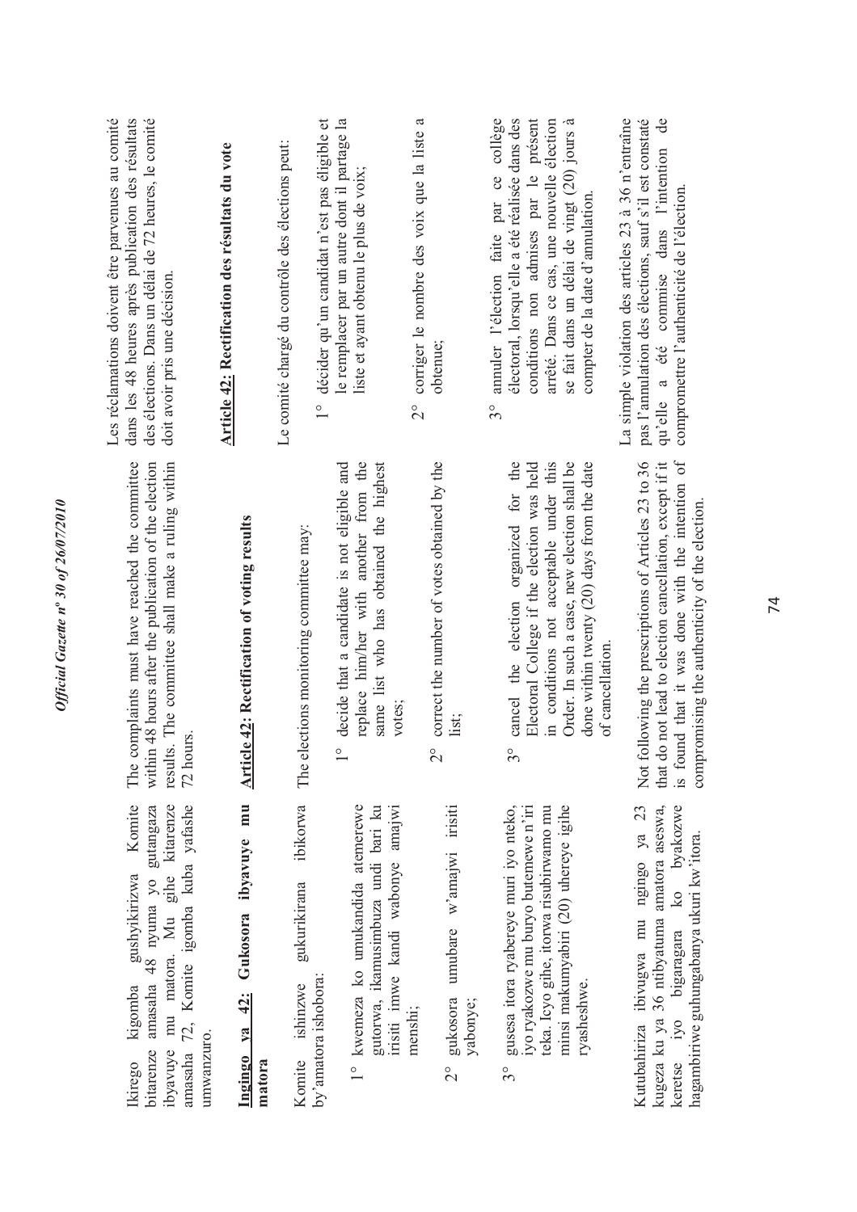Ikirego kigomba gushyikirizwa Komite bitarenze amasaha 48 nyuma yo gutangaza ibyavuye mu matora. Mu gihe kitarenze amasaha 72, Komite igomba kuba yafashe umwanzuro.

**Ingingo ya 42: Gukosora ibyavuye mu matora**

Komite ishinzwe gukurikirana ibikorwa by'amatora ishobora:

1° kwemeza ko umukandida atemerewe gutorwa, ikamusimbuza undi bari ku irisiti imwe kandi wabonye amajwi menshi;

2° gukosora umubare w'amajwi irisiti yabonye;

3° gusesa itora ryabereye muri iyo nteko, iyo ryakozwe mu buryo butemewe n'iri teka. Icyo gihe, itorwa risubirwamo mu minsi makumyabiri (20) uhereye igihe ryaseshwe.

Kutubahiriza ibivugwa mu ngingo ya 23 kugeza ku ya 36 ntibyatuma amatora aseswa, keretse iyo bigaragara ko byakozwe hagambiriwe guhungabanya ukuri kw'itora.

The complaints must have reached the committee within 48 hours after the publication of the election results. The committee shall make a ruling within 72 hours.

**Article 42: Rectification of voting results**

The elections monitoring committee may:

1° decide that a candidate is not eligible and replace him/her with another from the same list who has obtained the highest votes;

2° correct the number of votes obtained by the list;

3° cancel the election organized for the Electoral College if the election was held in conditions not acceptable under this Order. In such a case, new election shall be done within twenty (20) days from the date of cancellation.

Not following the prescriptions of Articles 23 to 36 that do not lead to election cancellation, except if it is found that it was done with the intention of compromising the authenticity of the election.

Les réclamations doivent être parvenues au comité dans les 48 heures après publication des résultats des élections. Dans un délai de 72 heures, le comité doit avoir pris une décision.

**Article 42: Rectification des résultats du vote**

Le comité chargé du contrôle des élections peut:

1° décider qu'un candidat n'est pas éligible et le remplacer par un autre dont il partage la liste et ayant obtenu le plus de voix;

2° corriger le nombre des voix que la liste a obtenue;

3° annuler l'élection faite par ce collège électoral, lorsqu'elle a été réalisée dans des conditions non admises par le présent arrêté. Dans ce cas, une nouvelle élection se fait dans un délai de vingt (20) jours à compter de la date d'annulation.

La simple violation des articles 23 à 36 n'entraîne pas l'annulation des élections, sauf s'il est constaté qu'elle a été commise dans l'intention de compromettre l'authenticité de l'élection.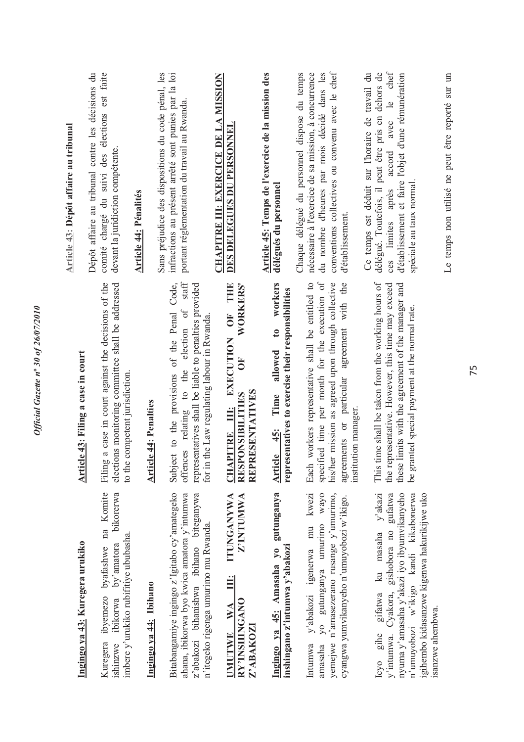**Ingingo ya 43: Kuregera urukiko**

Kuregera ibyemezo byafashwe na Komite ishinzwe ibikorwa by'amatora bikorerwa imbere y'urukiko rubifitiye ububasha.

**Ingingo ya 44: Ibihano**

Bitabangamiye ingingo z'Igitabo cy'amategeko ahana, ibikorwa byo kwica amatora y'intumwa z'abakozi bihanishwa ibihano biteganywa n'itegeko rigenga umurimo mu Rwanda.

**UMUTWE WA III: ITUNGANYWA RY'INSHINGANO Z'INTUMWA Z'ABAKOZI**

**Ingingo ya 45: Amasaha yo gutunganya inshingano z'intumwa y'abakozi**

Intumwa y'abakozi igenerwa mu kwezi amasaha yo gutunganya umurimo wayo yemejwe n'amasezerano rusange y'umurimo, cyangwa yumvikanyweho n'umuyobozi w'ikigo.

Icyo gihe gifatwa ku masaha y'akazi y'intumwa. Cyakora, gishobora no gufatwa nyuma y'amasaha y'akazi iyo ibyumvikanyweho n'umuyobozi w'ikigo kandi kikabonerwa igihembo kidasanzwe kigenwa hakurikijwe uko isanzwe ahembwa.

**Article 43: Filing a case in court**

Filing a case in court against the decisions of the elections monitoring committee shall be addressed to the competent jurisdiction.

**Article 44: Penalties**

Subject to the provisions of the Penal Code, offences relating to the election of staff representatives shall be liable to penalties provided for in the Law regulating labour in Rwanda.

**CHAPITRE III: EXECUTION OF THE RESPONSIBILITIES OF WORKERS' REPRESENTATIVES**

**Article 45: Time allowed to workers representatives to exercise their responsibilities**

Each workers representative shall be entitled to specified time per month for the execution of his/her mission as agreed upon through collective agreements or particular agreement with the institution manager.

This time shall be taken from the working hours of the representative. However, this time may exceed these limits with the agreement of the manager and be granted special payment at the normal rate.

**Article 43: Dépôt affaire au tribunal**

Dépôt affaire au tribunal contre les décisions du comité chargé du suivi des élections est faite devant la juridiction compétente.

**Article 44: Pénalités**

Sans préjudice des dispositions du code pénal, les infractions au présent arrêté sont punies par la loi portant réglementation du travail au Rwanda.

**CHAPITRE III: EXERCICE DE LA MISSION DES DELEGUES DU PERSONNEL**

**Article 45: Temps de l'exercice de la mission des délégués du personnel**

Chaque délégué du personnel dispose du temps nécessaire à l'exercice de sa mission, à concurrence du nombre d'heures par mois décidé dans les conventions collectives ou convenu avec le chef d'établissement.

Ce temps est déduit sur l'horaire de travail du délégué. Toutefois, il peut être pris en dehors de ces limites après accord avec le chef d'établissement et faire l'objet d'une rémunération spéciale au taux normal.

Le temps non utilisé ne peut être reporté sur un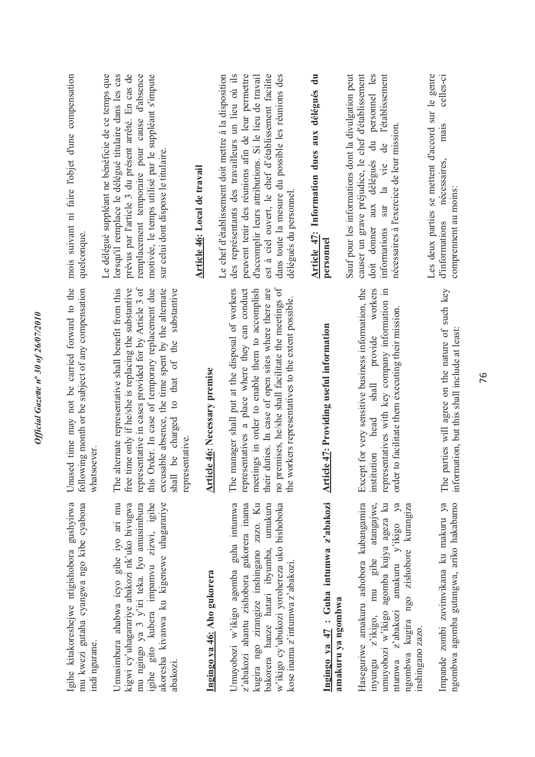Igihe kitakoreshejwe ntigishobora gushyirwa mu kwezi gutaha cyangwa ngo kibe cyabona indi ngurane.

Umusimbura ahabwa icyo gihe iyo ari mu kigwi cy'uhagarariye abakozi nk'uko bivugwa mu ngingo ya 3 y'iri teka. Iyo amusimbura igihe gito kubera impamvu zizwi, igihe akoresha kivanwa ku kigenewe uhagarariye abakozi.

## Ingingo ya 46: Aho gukorera

Umuyobozi w'ikigo agomba guha intumwa z'abakozi ahantu zishobora gukorera inama kugira ngo zirangize inshingano zazo. Ku bakorera hanze hatari ibyumba, umukuru w'ikigo cy'ubukozi yoroherereza uko bishoboka kose inama z'intumwa z'abakozi.

## Ingingo ya 47 : Guha intumwa z'abakozi amakuru ya ngombwa

Hasegurirwe amakuru ashobora kubangamira inyungu z'ikigo, mu gihe atangajwe, umuyobozi w'ikigo agomba kujya ageza ku ntumwa z'abakozi amakuru y'ikigo ya ngombwa kugira ngo zishobore kurangiza inshingano zazo.

Impande zombi zuvimvikana ku makuru ya ngombwa agomba gutangwa, ariko hakabamo

Unused time may not be carried forward to the following month or be subject of any compensation whatsoever.

The alternate representative shall benefit from this free time only if he/she is replacing the substantive representative in cases provided for by Article 3 of this Order. In case of temporary replacement due excusable absence, the time spent by the alternate shall be charged to that of the substantive representative.

## Article 46: Necessary premise

The manager shall put at the disposal of workers representatives a place where they can conduct meetings in order to enable them to accomplish their duties. In case of open sites where there are no premises, he/she shall facilitate the meetings of the workers representatives to the extent possible.

## Article 47: Providing useful information

Except for very sensitive business information, the institution head shall provide workers representatives with key company information in order to facilitate them executing their mission.

The parties will agree on the nature of such key information, but this shall include at least:

mois suivant ni faire l'objet d'une compensation quelconque.

Le délégué suppléant ne bénéficie de ce temps que lorsqu'il remplace le délégué titulaire dans les cas prévus par l'article 3 du présent arrêté. En cas de remplacement temporaire pour cause d'absence motivée, le temps utilisé par le suppléant s'impute sur celui dont dispose le titulaire.

## Article 46: Local de travail

Le chef d'établissement doit mettre à la disposition des représentants des travailleurs un lieu où ils peuvent tenir des réunions afin de leur permettre d'accomplir leurs attributions. Si le lieu de travail est à ciel ouvert, le chef d'établissement facilite dans toute la mesure du possible les réunions des délégués du personnel.

## Article 47: Information dues aux délégués du personnel

Sauf pour les informations dont la divulgation peut causer un grave préjudice, le chef d'établissement doit donner aux délégués du personnel les informations sur la vie de l'établissement nécessaires à l'exercice de leur mission.

Les deux parties se mettent d'accord sur le genre d'informations nécessaires, mais celles-ci comprennent au moins: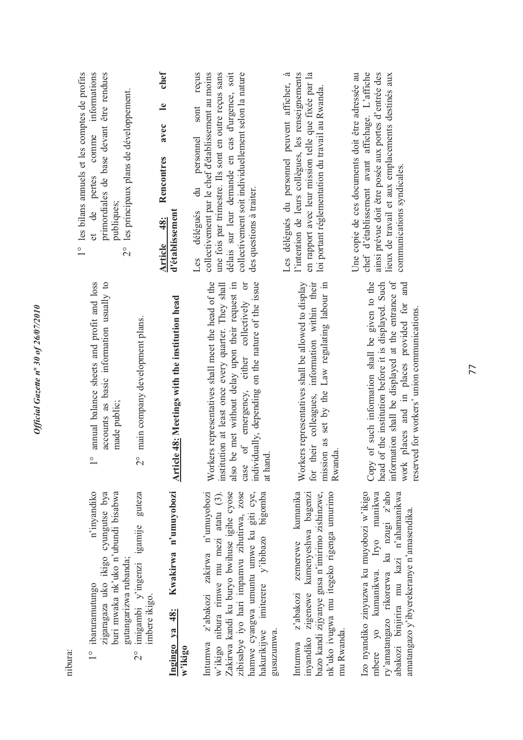nibura:

1° ibaruramutungo n'inyandiko zigaragaza uko ikigo cyungutse bya buri mwaka nk'uko n'ubundi bisabwa gutangarizwa rubanda;

2° imigambi y'ingenzi igamije guteza imbere ikigo.

**Ingingo ya 48: Kwakirwa n'umuyobozi w'ikigo**

Intumwa z'abakozi zakirwa n'umuyobozi w'ikigo nibura rimwe mu mezi atatu (3). Zakirwa kandi ku buryo bwihuse igihe cyose zibisabye iyo hari impamvu zihutirwa, zose hamwe cyangwa umuntu umwe ku giti cye, hakurikijwe imiterere y'ibibazo bigomba gusuzumwa.

Intumwa z'abakozi zemerewe kumanika inyandiko zigenewe kumenyeshwa bagenzi bazo kandi zijyanye gusa n'imirimo zishinzwe, nk'uko ivugwa mu itegeko rigenga umurimo mu Rwanda.

Izo nyandiko zinyuzwa ku muyobozi w'ikigo mbere yo kumanikwa. Iryo manikwa ry'amatangazo rikorerwa ku nzugi z'aho abakozi binjirira mu kazi n'ahamanikwa amatangazo y'ibyerekeranye n'amasendika.

1° annual balance sheets and profit and loss accounts as basic information usually to made public;

2° main company development plans.

**Article 48: Meetings with the institution head**

Workers representatives shall meet the head of the institution at least once every quarter. They shall also be met without delay upon their request in case of emergency, either collectively or individually, depending on the nature of the issue at hand.

Workers representatives shall be allowed to display for their colleagues, information within their mission as set by the Law regulating labour in Rwanda.

Copy of such information shall be given to the head of the institution before it is displayed. Such information shall be displayed at the entrance of work places and in places provided for and reserved for workers' union communications.

1° les bilans annuels et les comptes de profits et de pertes comme informations primordiales de base devant être rendues publiques;

2° les principaux plans de développement.

**Article 48: Rencontres avec le chef d'établissement**

Les délégués du personnel sont reçus collectivement par le chef d'établissement au moins une fois par trimestre. Ils sont en outre reçus sans délais sur leur demande en cas d'urgence, soit collectivement soit individuellement selon la nature des questions à traiter.

Les délégués du personnel peuvent afficher, à l'intention de leurs collègues, les renseignements en rapport avec leur mission telle que fixée par la loi portant réglementation du travail au Rwanda.

Une copie de ces documents doit être adressée au chef d'établissement avant affichage. L'affiche ainsi prévue doit être posée aux portes d'entrée des lieux de travail et aux emplacements destinés aux communications syndicales.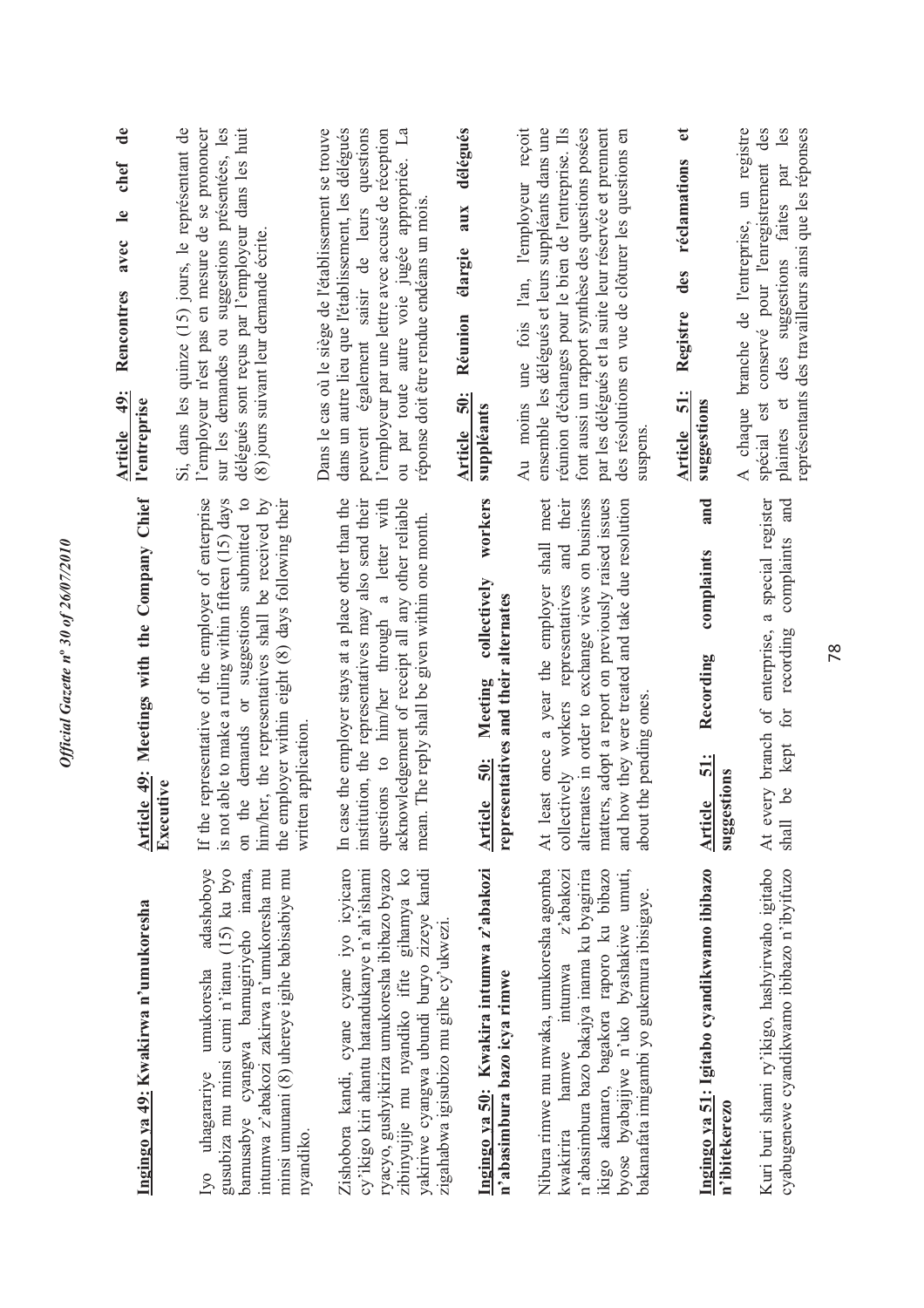**Ingingo ya 49: Kwakirwa n'umukoresha**

Iyo uhagarariye umukoresha adashoboye gusubiza mu minsi cumi n'itanu (15) ku byo bamusabye cyangwa bamugiriyeho inama, intumwa z'abakozi zakirwa n'umukoresha mu minsi umunani (8) uhereye igihe babisabiye mu nyandiko.

Zishobora kandi, cyane cyane iyo icyicaro cy'ikigo kiri ahantu hatandukanye n'ah'ishami ryacyo, gushyikiriza umukoresha ibibazo byazo zibinyujije mu nyandiko ifite gihamya ko yakiriwe cyangwa ubundi buryo zizeye kandi zigahabwa igisubizo mu gihe cy'ukwezi.

**Ingingo ya 50: Kwakira intumwa z'abakozi n'abasimbura bazo icya rimwe**

Nibura rimwe mu mwaka, umukoresha agomba kwakirira hamwe intumwa z'abakozi n'abasimbura bazo bakajya inama ku byagirira ikigo akamaro, bagakora raporo ku bibazo byose byabajijwe n'uko byashakiwe umuti, bakanafata imigambi yo gukemura ibisigaye.

**Ingingo ya 51: Igitabo cyandikwamo ibibazo n'ibitekerezo**

Kuri buri shami ry'ikigo, hashyirwaho igitabo cyabugenewe cyandikwamo ibibazo n'ibyifuzo

**Article 49: Meetings with the Company Chief Executive**

If the representative of the employer of enterprise is not able to make a ruling within fifteen (15) days on the demands or suggestions submitted to him/her, the representatives shall be received by the employer within eight (8) days following their written application.

In case the employer stays at a place other than the institution, the representatives may also send their questions to him/her through a letter with acknowledgement of receipt all any other reliable mean. The reply shall be given within one month.

**Article 50: Meeting collectively workers representatives and their alternates**

At least once a year the employer shall meet collectively workers representatives and their alternates in order to exchange views on business matters, adopt a report on previously raised issues and how they were treated and take due resolution about the pending ones.

**Article 51: Recording complaints and suggestions**

At every branch of enterprise, a special register shall be kept for recording complaints and

**Article 49: Rencontres avec le chef de l'entreprise**

Si, dans les quinze (15) jours, le représentant de l'employeur n'est pas en mesure de se prononcer sur les demandes ou suggestions présentées, les délégués sont reçus par l'employeur dans les huit (8) jours suivant leur demande écrite.

Dans le cas où le siège de l'établissement se trouve dans un autre lieu que l'établissement, les délégués peuvent également saisir de leurs questions l'employeur par une lettre avec accusé de réception ou par toute autre voie jugée appropriée. La réponse doit être rendue endéans un mois.

**Article 50: Réunion élargie aux délégués suppléants**

Au moins une fois l'an, l'employeur reçoit ensemble les délégués et leurs suppléants dans une réunion d'échanges pour le bien de l'entreprise. Ils font aussi un rapport synthèse des questions posées par les délégués et la suite leur réservée et prennent des résolutions en vue de clôturer les questions en suspens.

**Article 51: Registre des réclamations et suggestions**

A chaque branche de l'entreprise, un registre spécial est conservé pour l'enregistrement des plaintes et des suggestions faites par les représentants des travailleurs ainsi que les réponses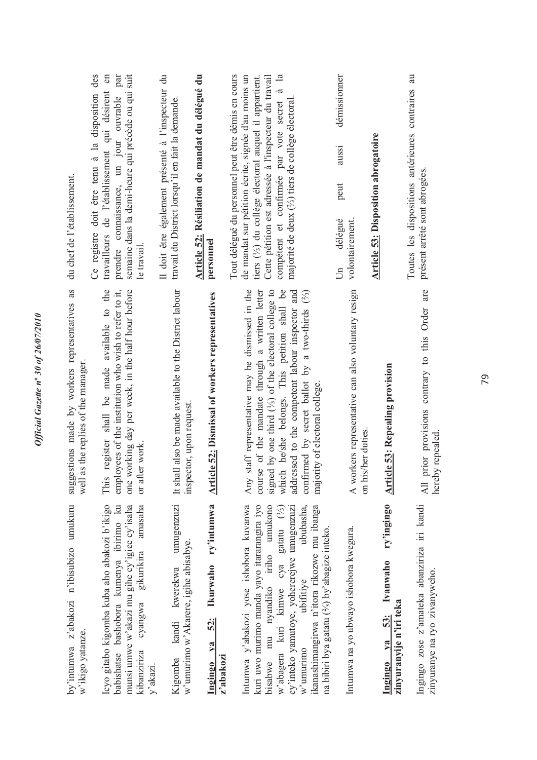by'intumwa z'abakozi n'ibisubizo umukuru w'ikigo yatanze.

Icyo gitabo kigomba kuba aho abakozi b'ikigo babishatse bashobora kumenya ibirimo ku munsi umwe w'akazi mu gihe cy'igice cy'isaha kibanziriza cyangwa gikurikira amasaha y'akazi.

Kigomba kandi kwerekwa umugenzuzi w'umurimo w'Akarere, igihe abisabye.

**Ingingo ya 52: Ikurwaho ry'intumwa z'abakozi**

Intumwa y'abakozi yose ishobora kuvanwa kuri uwo murimo manda yayo itararangira iyo bisabwe mu nyandiko iriho umukono w'abagera kuri kimwe cya gatatu (⅓) cy'inteko yamutoye, yohererejwe umugenzuzi w'umurimo ubifitiye ububasha, ikanashimangirwa n'itora rikozwe mu ibanga na bibiri bya gatatu (⅔) by'abagize inteko.

Intumwa na yo ubwayo ishobora kwegura.

**Ingingo ya 53: Ivanwaho ry'ingingo zinyuranyije n'iri teka**

Ingingo zose z'amateka abanziriza iri kandi zinyuranye na ryo zivanyweho.

suggestions made by workers representatives as well as the replies of the manager.

This register shall be made available to the employees of the institution who wish to refer to it, one working day per week, in the half hour before or after work.

It shall also be made available to the District labour inspector, upon request.

**Article 52: Dismissal of workers representatives**

Any staff representative may be dismissed in the course of the mandate through a written letter signed by one third (⅓) of the electoral college to which he/she belongs. This petition shall be addressed to the competent labour inspector and confirmed by secret ballot by a two-thirds (⅔) majority of electoral college.

A workers representative can also voluntary resign on his/her duties.

**Article 53: Repealing provision**

All prior provisions contrary to this Order are hereby repealed.

du chef de l'établissement.

Ce registre doit être tenu à la disposition des travailleurs de l'établissement qui désirent en prendre connaissance, un jour ouvrable par semaine dans la demi-heure qui précède ou qui suit le travail.

Il doit être également présenté à l'inspecteur du travail du District lorsqu'il en fait la demande.

**Article 52: Résiliation de mandat du délégué du personnel**

Tout délégué du personnel peut être démis en cours de mandat sur pétition écrite, signée d'au moins un tiers (⅓) du collège électoral auquel il appartient. Cette pétition est adressée à l'inspecteur du travail compétent et confirmée par vote secret à la majorité de deux (⅔) tiers de collège électoral.

Un délégué peut aussi démissionner volontairement.

**Article 53: Disposition abrogatoire**

Toutes les dispositions antérieures contraires au présent arrêté sont abrogées.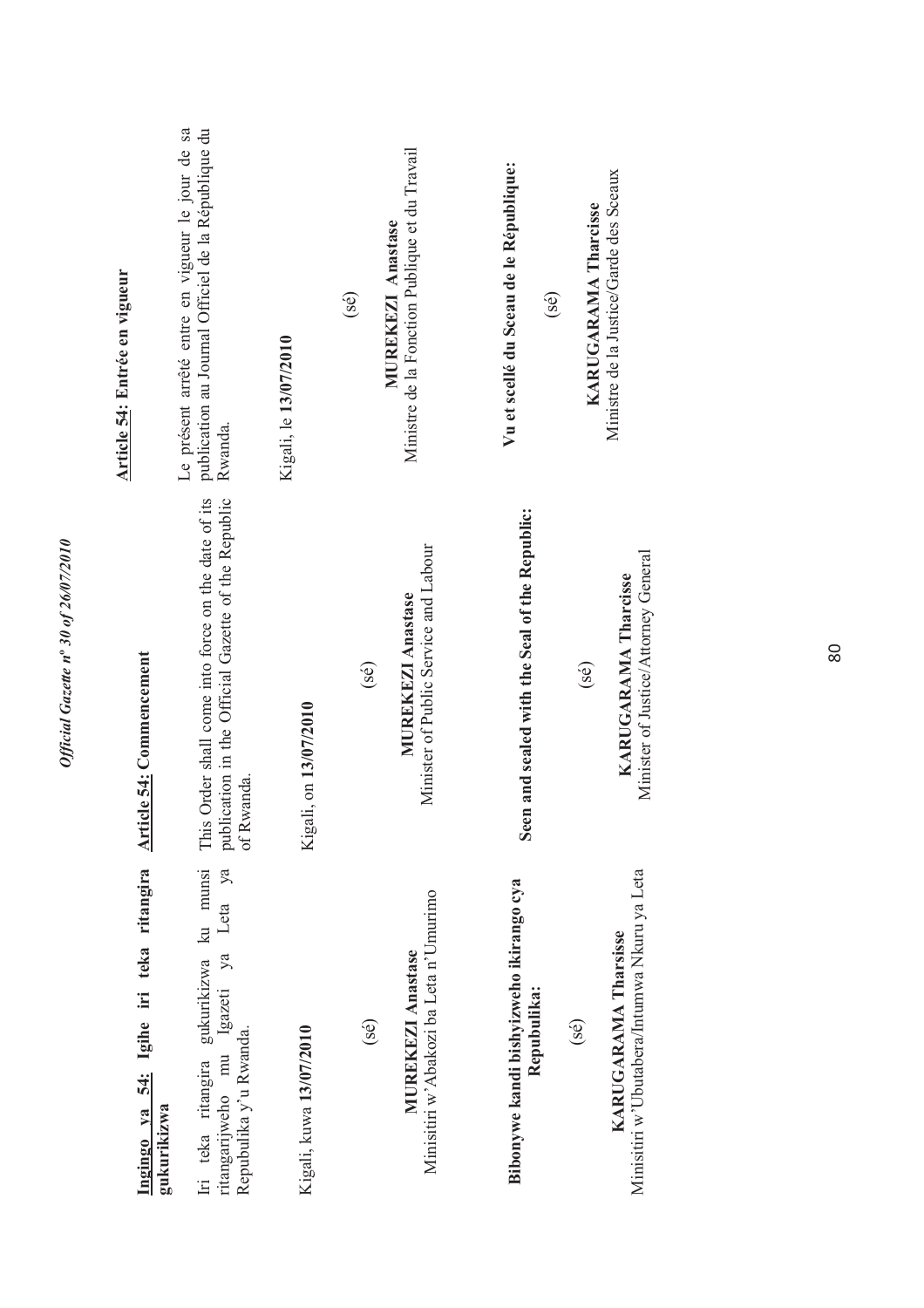**Ingingo ya 54: Igihe iri teka ritangira gukurikizwa**

Iri teka ritangira gukurikizwa ku munsi ritangarijweho mu Igazeti ya Leta ya Repubulika y'u Rwanda.

Kigali, kuwa **13/07/2010**

(sé)

**MUREKEZI Anastase**
Minisitiri w'Abakozi ba Leta n'Umurimo

**Bibonywe kandi bishyizweho ikirango cya Repubulika:**

(sé)

**KARUGARAMA Tharsisse**
Minisitiri w'Ubutabera/Intumwa Nkuru ya Leta

**Article 54: Commencement**

This Order shall come into force on the date of its publication in the Official Gazette of the Republic of Rwanda.

Kigali, on **13/07/2010**

(sé)

**MUREKEZI Anastase**
Minister of Public Service and Labour

**Seen and sealed with the Seal of the Republic:**

(sé)

**KARUGARAMA Tharcisse**
Minister of Justice/Attorney General

**Article 54: Entrée en vigueur**

Le présent arrêté entre en vigueur le jour de sa publication au Journal Officiel de la République du Rwanda.

Kigali, le **13/07/2010**

(sé)

**MUREKEZI Anastase**
Ministre de la Fonction Publique et du Travail

**Vu et scellé du Sceau de le République:**

(sé)

**KARUGARAMA Tharcisse**
Ministre de la Justice/Garde des Sceaux